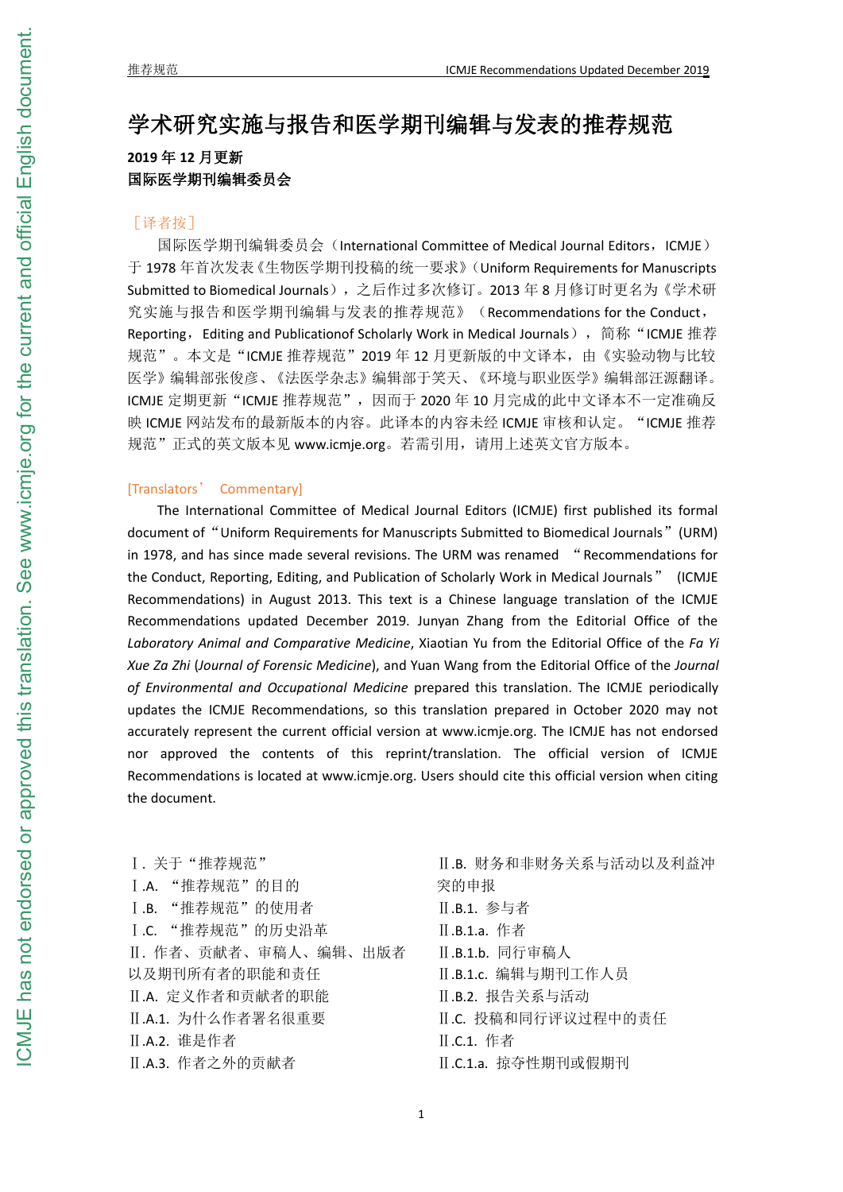# 学术研究实施与报告和医学期刊编辑与发表的推荐规范

**2019 年 12 月更新**
**国际医学期刊编辑委员会**

［译者按］

国际医学期刊编辑委员会（International Committee of Medical Journal Editors，ICMJE）于 1978 年首次发表《生物医学期刊投稿的统一要求》（Uniform Requirements for Manuscripts Submitted to Biomedical Journals），之后作过多次修订。2013 年 8 月修订时更名为《学术研究实施与报告和医学期刊编辑与发表的推荐规范》（Recommendations for the Conduct，Reporting，Editing and Publicationof Scholarly Work in Medical Journals），简称“ICMJE 推荐规范”。本文是“ICMJE 推荐规范”2019 年 12 月更新版的中文译本，由《实验动物与比较医学》编辑部张俊彦、《法医学杂志》编辑部于笑天、《环境与职业医学》编辑部汪源翻译。ICMJE 定期更新“ICMJE 推荐规范”，因而于 2020 年 10 月完成的此中文译本不一定准确反映 ICMJE 网站发布的最新版本的内容。此译本的内容未经 ICMJE 审核和认定。“ICMJE 推荐规范”正式的英文版本见 www.icmje.org。若需引用，请用上述英文官方版本。

[Translators' Commentary]

The International Committee of Medical Journal Editors (ICMJE) first published its formal document of “Uniform Requirements for Manuscripts Submitted to Biomedical Journals” (URM) in 1978, and has since made several revisions. The URM was renamed “Recommendations for the Conduct, Reporting, Editing, and Publication of Scholarly Work in Medical Journals” (ICMJE Recommendations) in August 2013. This text is a Chinese language translation of the ICMJE Recommendations updated December 2019. Junyan Zhang from the Editorial Office of the *Laboratory Animal and Comparative Medicine*, Xiaotian Yu from the Editorial Office of the *Fa Yi Xue Za Zhi* (*Journal of Forensic Medicine*), and Yuan Wang from the Editorial Office of the *Journal of Environmental and Occupational Medicine* prepared this translation. The ICMJE periodically updates the ICMJE Recommendations, so this translation prepared in October 2020 may not accurately represent the current official version at www.icmje.org. The ICMJE has not endorsed nor approved the contents of this reprint/translation. The official version of ICMJE Recommendations is located at www.icmje.org. Users should cite this official version when citing the document.

Ⅰ. 关于“推荐规范”
Ⅰ.A. “推荐规范”的目的
Ⅰ.B. “推荐规范”的使用者
Ⅰ.C. “推荐规范”的历史沿革
Ⅱ. 作者、贡献者、审稿人、编辑、出版者以及期刊所有者的职能和责任
Ⅱ.A. 定义作者和贡献者的职能
Ⅱ.A.1. 为什么作者署名很重要
Ⅱ.A.2. 谁是作者
Ⅱ.A.3. 作者之外的贡献者
Ⅱ.B. 财务和非财务关系与活动以及利益冲突的申报
Ⅱ.B.1. 参与者
Ⅱ.B.1.a. 作者
Ⅱ.B.1.b. 同行审稿人
Ⅱ.B.1.c. 编辑与期刊工作人员
Ⅱ.B.2. 报告关系与活动
Ⅱ.C. 投稿和同行评议过程中的责任
Ⅱ.C.1. 作者
Ⅱ.C.1.a. 掠夺性期刊或假期刊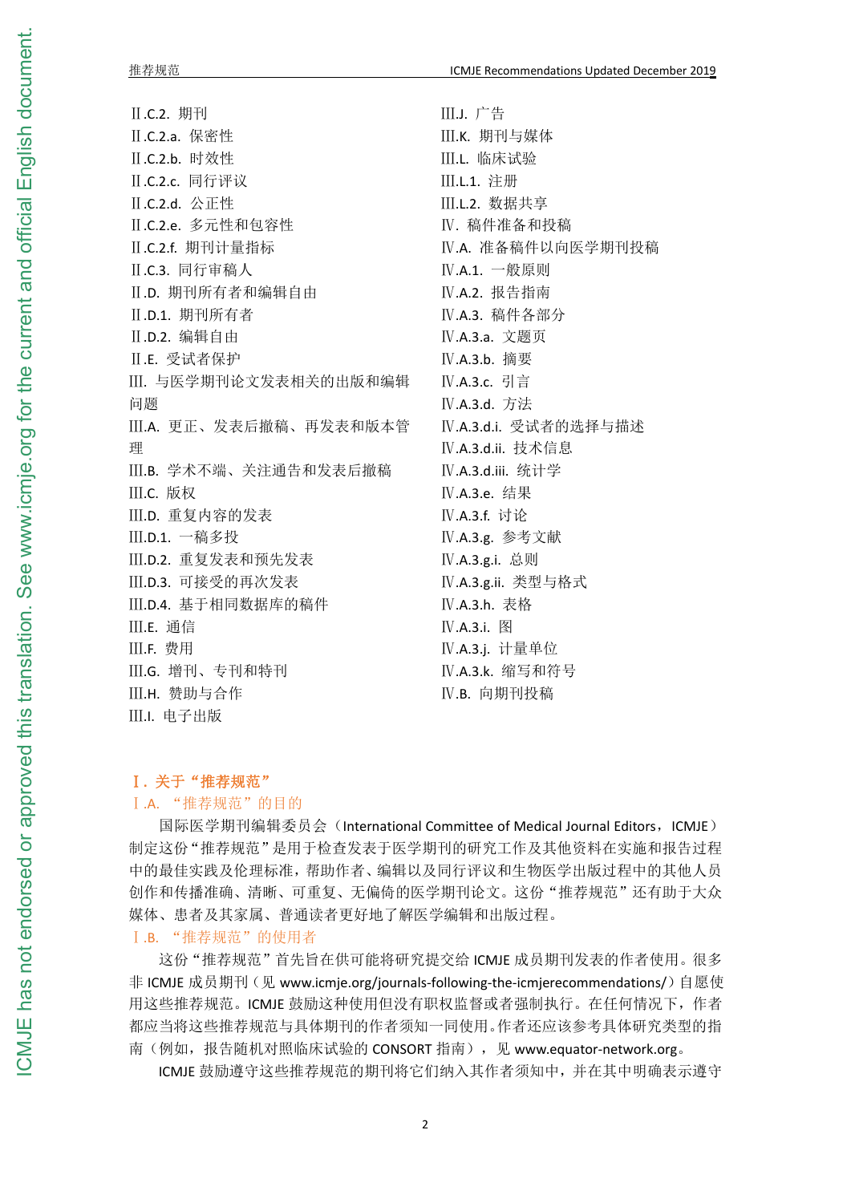Ⅱ.C.2. 期刊
Ⅱ.C.2.a. 保密性
Ⅱ.C.2.b. 时效性
Ⅱ.C.2.c. 同行评议
Ⅱ.C.2.d. 公正性
Ⅱ.C.2.e. 多元性和包容性
Ⅱ.C.2.f. 期刊计量指标
Ⅱ.C.3. 同行审稿人
Ⅱ.D. 期刊所有者和编辑自由
Ⅱ.D.1. 期刊所有者
Ⅱ.D.2. 编辑自由
Ⅱ.E. 受试者保护
Ⅲ. 与医学期刊论文发表相关的出版和编辑问题
Ⅲ.A. 更正、发表后撤稿、再发表和版本管理
Ⅲ.B. 学术不端、关注通告和发表后撤稿
Ⅲ.C. 版权
Ⅲ.D. 重复内容的发表
Ⅲ.D.1. 一稿多投
Ⅲ.D.2. 重复发表和预先发表
Ⅲ.D.3. 可接受的再次发表
Ⅲ.D.4. 基于相同数据库的稿件
Ⅲ.E. 通信
Ⅲ.F. 费用
Ⅲ.G. 增刊、专刊和特刊
Ⅲ.H. 赞助与合作
Ⅲ.I. 电子出版
Ⅲ.J. 广告
Ⅲ.K. 期刊与媒体
Ⅲ.L. 临床试验
Ⅲ.L.1. 注册
Ⅲ.L.2. 数据共享
Ⅳ. 稿件准备和投稿
Ⅳ.A. 准备稿件以向医学期刊投稿
Ⅳ.A.1. 一般原则
Ⅳ.A.2. 报告指南
Ⅳ.A.3. 稿件各部分
Ⅳ.A.3.a. 文题页
Ⅳ.A.3.b. 摘要
Ⅳ.A.3.c. 引言
Ⅳ.A.3.d. 方法
Ⅳ.A.3.d.i. 受试者的选择与描述
Ⅳ.A.3.d.ii. 技术信息
Ⅳ.A.3.d.iii. 统计学
Ⅳ.A.3.e. 结果
Ⅳ.A.3.f. 讨论
Ⅳ.A.3.g. 参考文献
Ⅳ.A.3.g.i. 总则
Ⅳ.A.3.g.ii. 类型与格式
Ⅳ.A.3.h. 表格
Ⅳ.A.3.i. 图
Ⅳ.A.3.j. 计量单位
Ⅳ.A.3.k. 缩写和符号
Ⅳ.B. 向期刊投稿

## Ⅰ. 关于“推荐规范”

### Ⅰ.A. “推荐规范”的目的

国际医学期刊编辑委员会（International Committee of Medical Journal Editors，ICMJE）制定这份“推荐规范”是用于检查发表于医学期刊的研究工作及其他资料在实施和报告过程中的最佳实践及伦理标准，帮助作者、编辑以及同行评议和生物医学出版过程中的其他人员创作和传播准确、清晰、可重复、无偏倚的医学期刊论文。这份“推荐规范”还有助于大众媒体、患者及其家属、普通读者更好地了解医学编辑和出版过程。

### Ⅰ.B. “推荐规范”的使用者

这份“推荐规范”首先旨在供可能将研究提交给 ICMJE 成员期刊发表的作者使用。很多非 ICMJE 成员期刊（见 www.icmje.org/journals-following-the-icmjerecommendations/）自愿使用这些推荐规范。ICMJE 鼓励这种使用但没有职权监督或者强制执行。在任何情况下，作者都应当将这些推荐规范与具体期刊的作者须知一同使用。作者还应该参考具体研究类型的指南（例如，报告随机对照临床试验的 CONSORT 指南），见 www.equator-network.org。

ICMJE 鼓励遵守这些推荐规范的期刊将它们纳入其作者须知中，并在其中明确表示遵守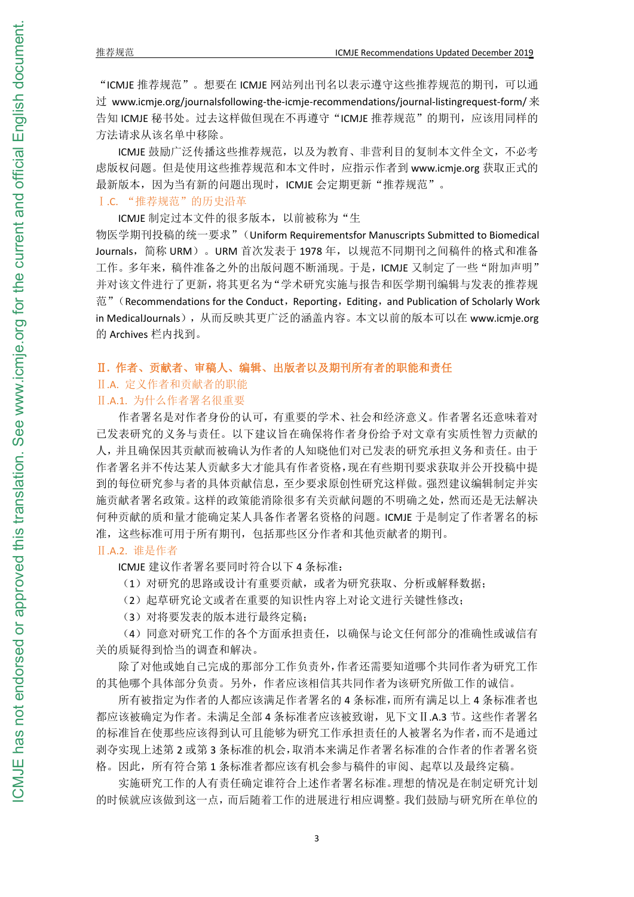“ICMJE 推荐规范”。想要在 ICMJE 网站列出刊名以表示遵守这些推荐规范的期刊，可以通过 www.icmje.org/journalsfollowing-the-icmje-recommendations/journal-listingrequest-form/ 来告知 ICMJE 秘书处。过去这样做但现在不再遵守“ICMJE 推荐规范”的期刊，应该用同样的方法请求从该名单中移除。

ICMJE 鼓励广泛传播这些推荐规范，以及为教育、非营利目的复制本文件全文，不必考虑版权问题。但是使用这些推荐规范和本文件时，应指示作者到 www.icmje.org 获取正式的最新版本，因为当有新的问题出现时，ICMJE 会定期更新“推荐规范”。

### Ⅰ.C. “推荐规范”的历史沿革

ICMJE 制定过本文件的很多版本，以前被称为“生物医学期刊投稿的统一要求”（Uniform Requirementsfor Manuscripts Submitted to Biomedical Journals，简称 URM）。URM 首次发表于 1978 年，以规范不同期刊之间稿件的格式和准备工作。多年来，稿件准备之外的出版问题不断涌现。于是，ICMJE 又制定了一些“附加声明”并对该文件进行了更新，将其更名为“学术研究实施与报告和医学期刊编辑与发表的推荐规范”（Recommendations for the Conduct，Reporting，Editing，and Publication of Scholarly Work in MedicalJournals），从而反映其更广泛的涵盖内容。本文以前的版本可以在 www.icmje.org 的 Archives 栏内找到。

## Ⅱ. 作者、贡献者、审稿人、编辑、出版者以及期刊所有者的职能和责任

### Ⅱ.A. 定义作者和贡献者的职能

#### Ⅱ.A.1. 为什么作者署名很重要

作者署名是对作者身份的认可，有重要的学术、社会和经济意义。作者署名还意味着对已发表研究的义务与责任。以下建议旨在确保将作者身份给予对文章有实质性智力贡献的人，并且确保因其贡献而被确认为作者的人知晓他们对已发表的研究承担义务和责任。由于作者署名并不传达某人贡献多大才能具有作者资格，现在有些期刊要求获取并公开投稿中提到的每位研究参与者的具体贡献信息，至少要求原创性研究这样做。强烈建议编辑制定并实施贡献者署名政策。这样的政策能消除很多有关贡献问题的不明确之处，然而还是无法解决何种贡献的质和量才能确定某人具备作者署名资格的问题。ICMJE 于是制定了作者署名的标准，这些标准可用于所有期刊，包括那些区分作者和其他贡献者的期刊。

#### Ⅱ.A.2. 谁是作者

ICMJE 建议作者署名要同时符合以下 4 条标准：

（1）对研究的思路或设计有重要贡献，或者为研究获取、分析或解释数据；

（2）起草研究论文或者在重要的知识性内容上对论文进行关键性修改；

（3）对将要发表的版本进行最终定稿；

（4）同意对研究工作的各个方面承担责任，以确保与论文任何部分的准确性或诚信有关的质疑得到恰当的调查和解决。

除了对他或她自己完成的那部分工作负责外，作者还需要知道哪个共同作者为研究工作的其他哪个具体部分负责。另外，作者应该相信其共同作者为该研究所做工作的诚信。

所有被指定为作者的人都应该满足作者署名的 4 条标准，而所有满足以上 4 条标准者也都应该被确定为作者。未满足全部 4 条标准者应该被致谢，见下文Ⅱ.A.3 节。这些作者署名的标准旨在使那些应该得到认可且能够为研究工作承担责任的人被署名为作者，而不是通过剥夺实现上述第 2 或第 3 条标准的机会，取消本来满足作者署名标准的合作者的作者署名资格。因此，所有符合第 1 条标准者都应该有机会参与稿件的审阅、起草以及最终定稿。

实施研究工作的人有责任确定谁符合上述作者署名标准。理想的情况是在制定研究计划的时候就应该做到这一点，而后随着工作的进展进行相应调整。我们鼓励与研究所在单位的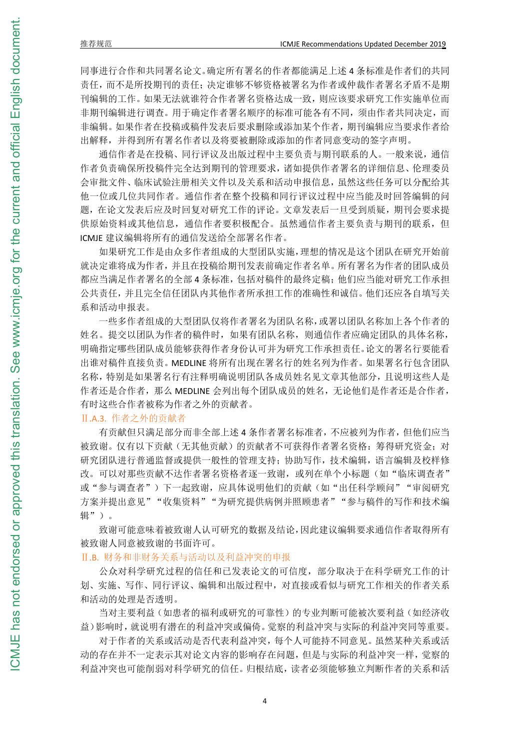同事进行合作和共同署名论文。确定所有署名的作者都能满足上述 4 条标准是作者们的共同责任，而不是所投期刊的责任；决定谁够不够资格被署名为作者或仲裁作者署名矛盾不是期刊编辑的工作。如果无法就谁符合作者署名资格达成一致，则应该要求研究工作实施单位而非期刊编辑进行调查。用于确定作者署名顺序的标准可能各有不同，须由作者共同决定，而非编辑。如果作者在投稿或稿件发表后要求删除或添加某个作者，期刊编辑应当要求作者给出解释，并得到所有署名作者以及将要被删除或添加的作者同意变动的签字声明。

通信作者是在投稿、同行评议及出版过程中主要负责与期刊联系的人。一般来说，通信作者负责确保所投稿件完全达到期刊的管理要求，诸如提供作者署名的详细信息、伦理委员会审批文件、临床试验注册相关文件以及关系和活动申报信息，虽然这些任务可以分配给其他一位或几位共同作者。通信作者在整个投稿和同行评议过程中应当能及时回答编辑的问题，在论文发表后应及时回复对研究工作的评论。文章发表后一旦受到质疑，期刊会要求提供原始资料或其他信息，通信作者要积极配合。虽然通信作者主要负责与期刊的联系，但 ICMJE 建议编辑将所有的通信发送给全部署名作者。

如果研究工作是由众多作者组成的大型团队实施，理想的情况是这个团队在研究开始前就决定谁将成为作者，并且在投稿给期刊发表前确定作者名单。所有署名为作者的团队成员都应当满足作者署名的全部 4 条标准，包括对稿件的最终定稿；他们应当能对研究工作承担公共责任，并且完全信任团队内其他作者所承担工作的准确性和诚信。他们还应各自填写关系和活动申报表。

一些多作者组成的大型团队仅将作者署名为团队名称，或署以团队名称加上各个作者的姓名。提交以团队为作者的稿件时，如果有团队名称，则通信作者应确定团队的具体名称，明确指定哪些团队成员能够获得作者身份认可并为研究工作承担责任。论文的署名行要能看出谁对稿件直接负责。MEDLINE 将所有出现在署名行的姓名列为作者。如果署名行包含团队名称，特别是如果署名行有注释明确说明团队各成员姓名见文章其他部分，且说明这些人是作者还是合作者，那么 MEDLINE 会列出每个团队成员的姓名，无论他们是作者还是合作者，有时这些合作者被称为作者之外的贡献者。

### Ⅱ.A.3. 作者之外的贡献者

有贡献但只满足部分而非全部上述 4 条作者署名标准者，不应被列为作者，但他们应当被致谢。仅有以下贡献（无其他贡献）的贡献者不可获得作者署名资格：筹得研究资金；对研究团队进行普通监督或提供一般性的管理支持；协助写作，技术编辑，语言编辑及校样修改。可以对那些贡献不达作者署名资格者逐一致谢，或列在单个小标题（如"临床调查者"或"参与调查者"）下一起致谢，应具体说明他们的贡献（如"出任科学顾问""审阅研究方案并提出意见""收集资料""为研究提供病例并照顾患者""参与稿件的写作和技术编辑"）。

致谢可能意味着被致谢人认可研究的数据及结论，因此建议编辑要求通信作者取得所有被致谢人同意被致谢的书面许可。

## Ⅱ.B. 财务和非财务关系与活动以及利益冲突的申报

公众对科学研究过程的信任和已发表论文的可信度，部分取决于在科学研究工作的计划、实施、写作、同行评议、编辑和出版过程中，对直接或看似与研究工作相关的作者关系和活动的处理是否透明。

当对主要利益（如患者的福利或研究的可靠性）的专业判断可能被次要利益（如经济收益）影响时，就说明有潜在的利益冲突或偏倚。觉察的利益冲突与实际的利益冲突同等重要。

对于作者的关系或活动是否代表利益冲突，每个人可能持不同意见。虽然某种关系或活动的存在并不一定表示其对论文内容的影响存在问题，但是与实际的利益冲突一样，觉察的利益冲突也可能削弱对科学研究的信任。归根结底，读者必须能够独立判断作者的关系和活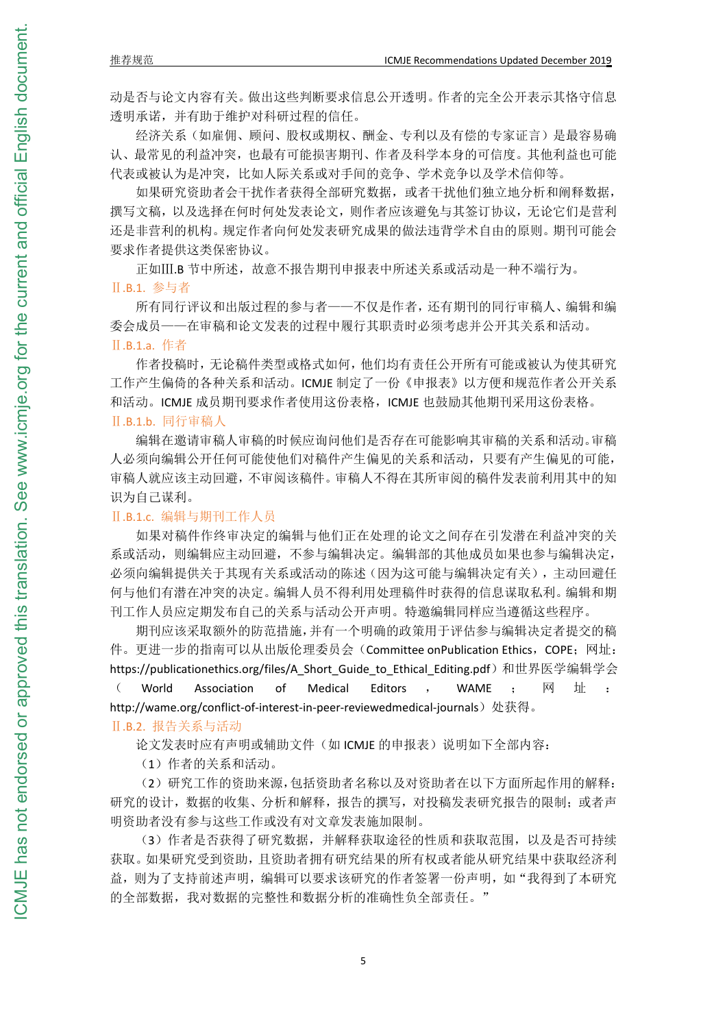动是否与论文内容有关。做出这些判断要求信息公开透明。作者的完全公开表示其恪守信息透明承诺，并有助于维护对科研过程的信任。

经济关系（如雇佣、顾问、股权或期权、酬金、专利以及有偿的专家证言）是最容易确认、最常见的利益冲突，也最有可能损害期刊、作者及科学本身的可信度。其他利益也可能代表或被认为是冲突，比如人际关系或对手间的竞争、学术竞争以及学术信仰等。

如果研究资助者会干扰作者获得全部研究数据，或者干扰他们独立地分析和阐释数据，撰写文稿，以及选择在何时何处发表论文，则作者应该避免与其签订协议，无论它们是营利还是非营利的机构。规定作者向何处发表研究成果的做法违背学术自由的原则。期刊可能会要求作者提供这类保密协议。

正如Ⅲ.B 节中所述，故意不报告期刊申报表中所述关系或活动是一种不端行为。

### Ⅱ.B.1. 参与者

所有同行评议和出版过程的参与者——不仅是作者，还有期刊的同行审稿人、编辑和编委会成员——在审稿和论文发表的过程中履行其职责时必须考虑并公开其关系和活动。

#### Ⅱ.B.1.a. 作者

作者投稿时，无论稿件类型或格式如何，他们均有责任公开所有可能或被认为使其研究工作产生偏倚的各种关系和活动。ICMJE 制定了一份《申报表》以方便和规范作者公开关系和活动。ICMJE 成员期刊要求作者使用这份表格，ICMJE 也鼓励其他期刊采用这份表格。

#### Ⅱ.B.1.b. 同行审稿人

编辑在邀请审稿人审稿的时候应询问他们是否存在可能影响其审稿的关系和活动。审稿人必须向编辑公开任何可能使他们对稿件产生偏见的关系和活动，只要有产生偏见的可能，审稿人就应该主动回避，不审阅该稿件。审稿人不得在其所审阅的稿件发表前利用其中的知识为自己谋利。

#### Ⅱ.B.1.c. 编辑与期刊工作人员

如果对稿件作终审决定的编辑与他们正在处理的论文之间存在引发潜在利益冲突的关系或活动，则编辑应主动回避，不参与编辑决定。编辑部的其他成员如果也参与编辑决定，必须向编辑提供关于其现有关系或活动的陈述（因为这可能与编辑决定有关），主动回避任何与他们有潜在冲突的决定。编辑人员不得利用处理稿件时获得的信息谋取私利。编辑和期刊工作人员应定期发布自己的关系与活动公开声明。特邀编辑同样应当遵循这些程序。

期刊应该采取额外的防范措施，并有一个明确的政策用于评估参与编辑决定者提交的稿件。更进一步的指南可以从出版伦理委员会（Committee onPublication Ethics，COPE；网址：https://publicationethics.org/files/A_Short_Guide_to_Ethical_Editing.pdf）和世界医学编辑学会（World Association of Medical Editors，WAME；网址：http://wame.org/conflict-of-interest-in-peer-reviewedmedical-journals）处获得。

### Ⅱ.B.2. 报告关系与活动

论文发表时应有声明或辅助文件（如 ICMJE 的申报表）说明如下全部内容：

（1）作者的关系和活动。

（2）研究工作的资助来源，包括资助者名称以及对资助者在以下方面所起作用的解释：研究的设计，数据的收集、分析和解释，报告的撰写，对投稿发表研究报告的限制；或者声明资助者没有参与这些工作或没有对文章发表施加限制。

（3）作者是否获得了研究数据，并解释获取途径的性质和获取范围，以及是否可持续获取。如果研究受到资助，且资助者拥有研究结果的所有权或者能从研究结果中获取经济利益，则为了支持前述声明，编辑可以要求该研究的作者签署一份声明，如“我得到了本研究的全部数据，我对数据的完整性和数据分析的准确性负全部责任。”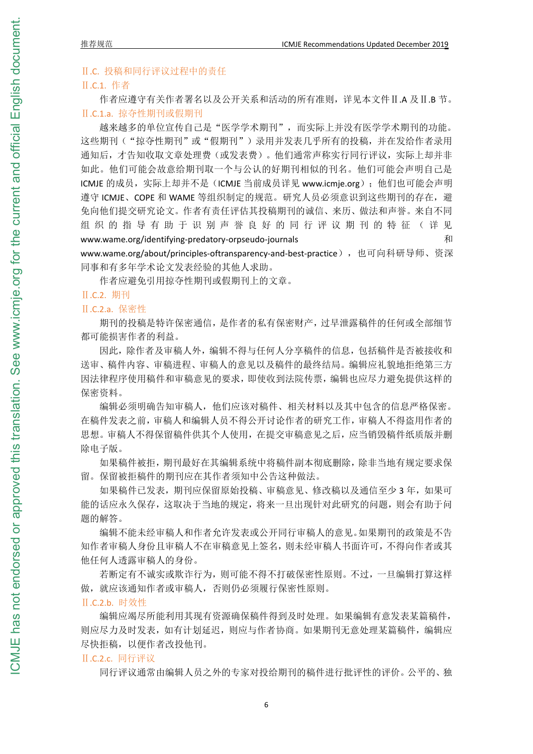## Ⅱ.C. 投稿和同行评议过程中的责任

### Ⅱ.C.1. 作者

作者应遵守有关作者署名以及公开关系和活动的所有准则，详见本文件Ⅱ.A 及Ⅱ.B 节。

#### Ⅱ.C.1.a. 掠夺性期刊或假期刊

越来越多的单位宣传自己是“医学学术期刊”，而实际上并没有医学学术期刊的功能。这些期刊（“掠夺性期刊”或“假期刊”）录用并发表几乎所有的投稿，并在发给作者录用通知后，才告知收取文章处理费（或发表费）。他们通常声称实行同行评议，实际上却并非如此。他们可能会故意给期刊取一个与公认的好期刊相似的刊名。他们可能会声明自己是 ICMJE 的成员，实际上却并不是（ICMJE 当前成员详见 www.icmje.org）；他们也可能会声明遵守 ICMJE、COPE 和 WAME 等组织制定的规范。研究人员必须意识到这些期刊的存在，避免向他们提交研究论文。作者有责任评估其投稿期刊的诚信、来历、做法和声誉。来自不同组织的指导有助于识别声誉良好的同行评议期刊的特征（详见 www.wame.org/identifying-predatory-orpseudo-journals 和 www.wame.org/about/principles-oftransparency-and-best-practice），也可向科研导师、资深同事和有多年学术论文发表经验的其他人求助。

作者应避免引用掠夺性期刊或假期刊上的文章。

### Ⅱ.C.2. 期刊

#### Ⅱ.C.2.a. 保密性

期刊的投稿是特许保密通信，是作者的私有保密财产，过早泄露稿件的任何或全部细节都可能损害作者的利益。

因此，除作者及审稿人外，编辑不得与任何人分享稿件的信息，包括稿件是否被接收和送审、稿件内容、审稿进程、审稿人的意见以及稿件的最终结局。编辑应礼貌地拒绝第三方因法律程序使用稿件和审稿意见的要求，即使收到法院传票，编辑也应尽力避免提供这样的保密资料。

编辑必须明确告知审稿人，他们应该对稿件、相关材料以及其中包含的信息严格保密。在稿件发表之前，审稿人和编辑人员不得公开讨论作者的研究工作，审稿人不得盗用作者的思想。审稿人不得保留稿件供其个人使用，在提交审稿意见之后，应当销毁稿件纸质版并删除电子版。

如果稿件被拒，期刊最好在其编辑系统中将稿件副本彻底删除，除非当地有规定要求保留。保留被拒稿件的期刊应在其作者须知中公告这种做法。

如果稿件已发表，期刊应保留原始投稿、审稿意见、修改稿以及通信至少 3 年，如果可能的话应永久保存，这取决于当地的规定，将来一旦出现针对此研究的问题，则会有助于问题的解答。

编辑不能未经审稿人和作者允许发表或公开同行审稿人的意见。如果期刊的政策是不告知作者审稿人身份且审稿人不在审稿意见上签名，则未经审稿人书面许可，不得向作者或其他任何人透露审稿人的身份。

若断定有不诚实或欺诈行为，则可能不得不打破保密性原则。不过，一旦编辑打算这样做，就应该通知作者或审稿人，否则仍必须履行保密性原则。

#### Ⅱ.C.2.b. 时效性

编辑应竭尽所能利用其现有资源确保稿件得到及时处理。如果编辑有意发表某篇稿件，则应尽力及时发表，如有计划延迟，则应与作者协商。如果期刊无意处理某篇稿件，编辑应尽快拒稿，以便作者改投他刊。

#### Ⅱ.C.2.c. 同行评议

同行评议通常由编辑人员之外的专家对投给期刊的稿件进行批评性的评价。公平的、独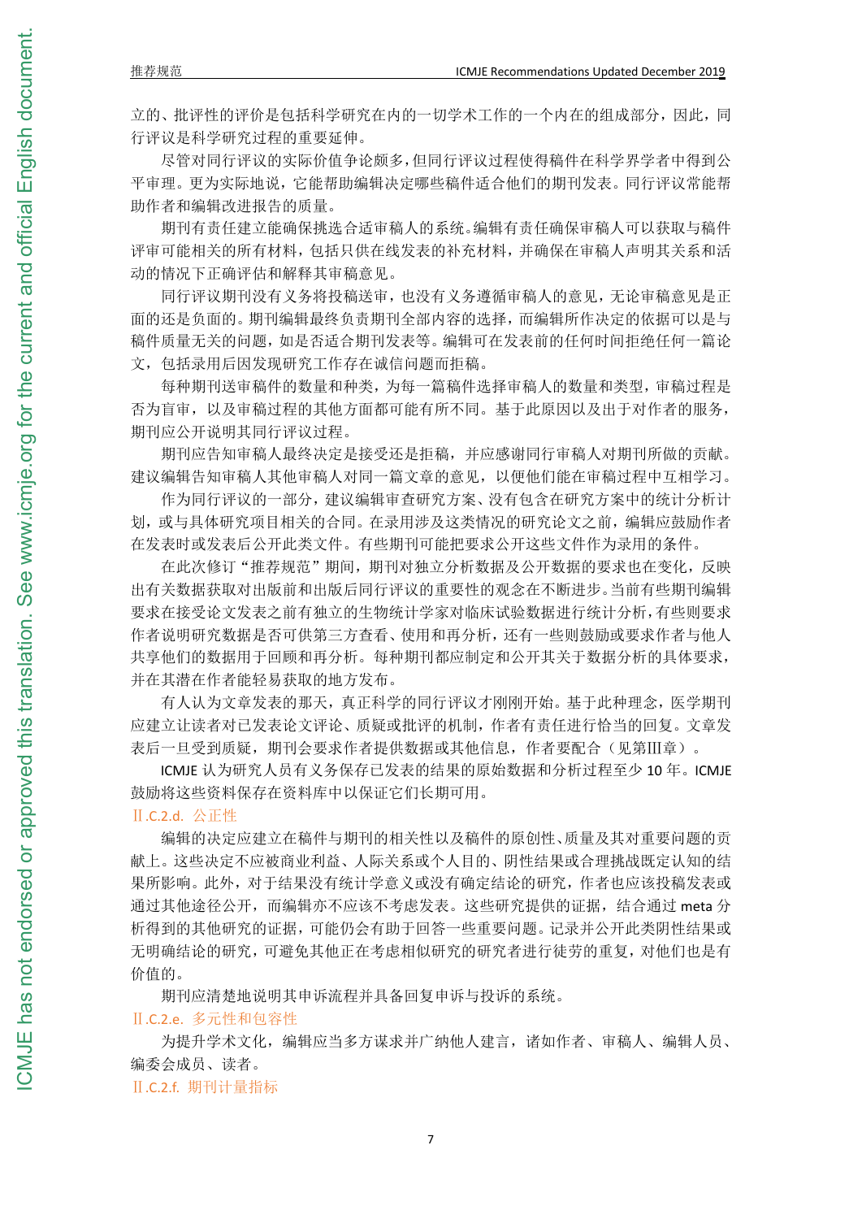立的、批评性的评价是包括科学研究在内的一切学术工作的一个内在的组成部分，因此，同行评议是科学研究过程的重要延伸。

尽管对同行评议的实际价值争论颇多，但同行评议过程使得稿件在科学界学者中得到公平审理。更为实际地说，它能帮助编辑决定哪些稿件适合他们的期刊发表。同行评议常能帮助作者和编辑改进报告的质量。

期刊有责任建立能确保挑选合适审稿人的系统。编辑有责任确保审稿人可以获取与稿件评审可能相关的所有材料，包括只供在线发表的补充材料，并确保在审稿人声明其关系和活动的情况下正确评估和解释其审稿意见。

同行评议期刊没有义务将投稿送审，也没有义务遵循审稿人的意见，无论审稿意见是正面的还是负面的。期刊编辑最终负责期刊全部内容的选择，而编辑所作决定的依据可以是与稿件质量无关的问题，如是否适合期刊发表等。编辑可在发表前的任何时间拒绝任何一篇论文，包括录用后因发现研究工作存在诚信问题而拒稿。

每种期刊送审稿件的数量和种类，为每一篇稿件选择审稿人的数量和类型，审稿过程是否为盲审，以及审稿过程的其他方面都可能有所不同。基于此原因以及出于对作者的服务，期刊应公开说明其同行评议过程。

期刊应告知审稿人最终决定是接受还是拒稿，并应感谢同行审稿人对期刊所做的贡献。建议编辑告知审稿人其他审稿人对同一篇文章的意见，以便他们能在审稿过程中互相学习。

作为同行评议的一部分，建议编辑审查研究方案、没有包含在研究方案中的统计分析计划，或与具体研究项目相关的合同。在录用涉及这类情况的研究论文之前，编辑应鼓励作者在发表时或发表后公开此类文件。有些期刊可能把要求公开这些文件作为录用的条件。

在此次修订"推荐规范"期间，期刊对独立分析数据及公开数据的要求也在变化，反映出有关数据获取对出版前和出版后同行评议的重要性的观念在不断进步。当前有些期刊编辑要求在接受论文发表之前有独立的生物统计学家对临床试验数据进行统计分析，有些则要求作者说明研究数据是否可供第三方查看、使用和再分析，还有一些则鼓励或要求作者与他人共享他们的数据用于回顾和再分析。每种期刊都应制定和公开其关于数据分析的具体要求，并在其潜在作者能轻易获取的地方发布。

有人认为文章发表的那天，真正科学的同行评议才刚刚开始。基于此种理念，医学期刊应建立让读者对已发表论文评论、质疑或批评的机制，作者有责任进行恰当的回复。文章发表后一旦受到质疑，期刊会要求作者提供数据或其他信息，作者要配合（见第Ⅲ章）。

ICMJE 认为研究人员有义务保存已发表的结果的原始数据和分析过程至少 10 年。ICMJE 鼓励将这些资料保存在资料库中以保证它们长期可用。

### Ⅱ.C.2.d. 公正性

编辑的决定应建立在稿件与期刊的相关性以及稿件的原创性、质量及其对重要问题的贡献上。这些决定不应被商业利益、人际关系或个人目的、阴性结果或合理挑战既定认知的结果所影响。此外，对于结果没有统计学意义或没有确定结论的研究，作者也应该投稿发表或通过其他途径公开，而编辑亦不应该不考虑发表。这些研究提供的证据，结合通过 meta 分析得到的其他研究的证据，可能仍会有助于回答一些重要问题。记录并公开此类阴性结果或无明确结论的研究，可避免其他正在考虑相似研究的研究者进行徒劳的重复，对他们也是有价值的。

期刊应清楚地说明其申诉流程并具备回复申诉与投诉的系统。

### Ⅱ.C.2.e. 多元性和包容性

为提升学术文化，编辑应当多方谋求并广纳他人建言，诸如作者、审稿人、编辑人员、编委会成员、读者。

### Ⅱ.C.2.f. 期刊计量指标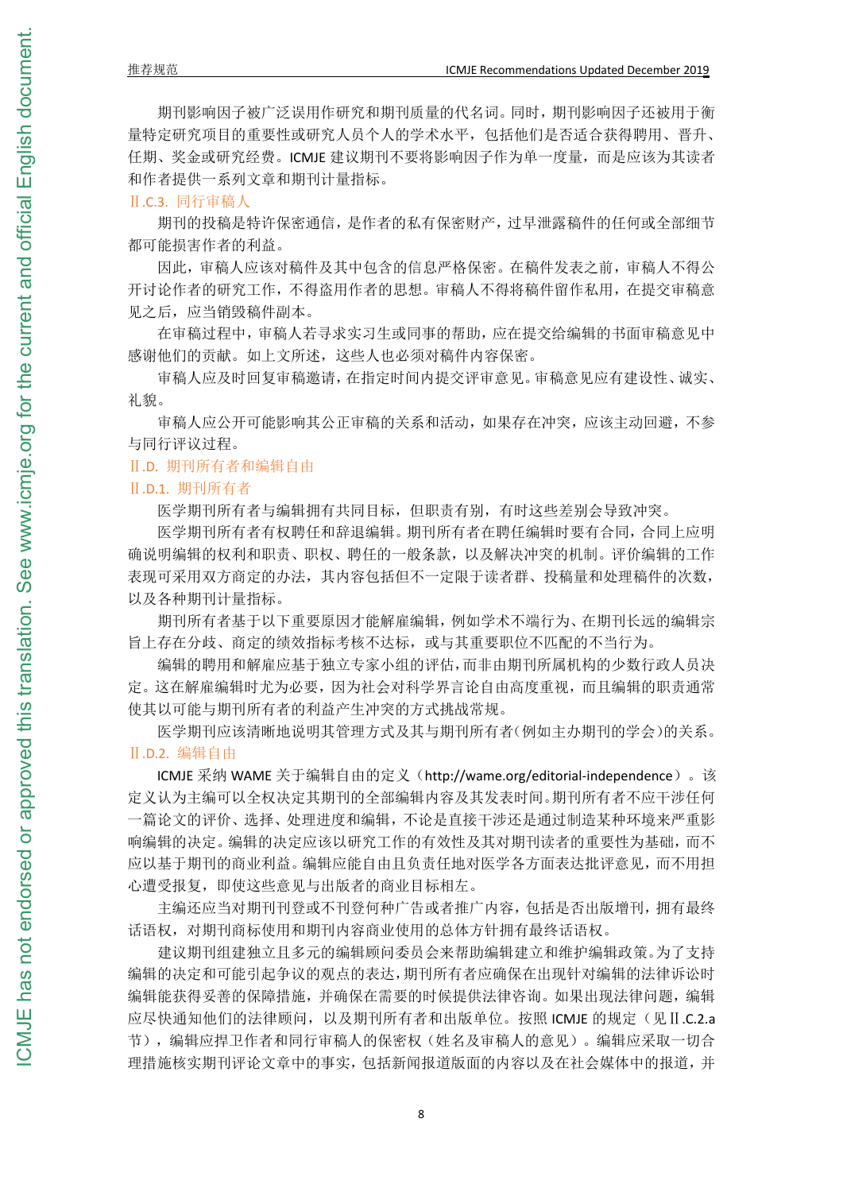期刊影响因子被广泛误用作研究和期刊质量的代名词。同时，期刊影响因子还被用于衡量特定研究项目的重要性或研究人员个人的学术水平，包括他们是否适合获得聘用、晋升、任期、奖金或研究经费。ICMJE 建议期刊不要将影响因子作为单一度量，而是应该为其读者和作者提供一系列文章和期刊计量指标。

### Ⅱ.C.3. 同行审稿人

期刊的投稿是特许保密通信，是作者的私有保密财产，过早泄露稿件的任何或全部细节都可能损害作者的利益。

因此，审稿人应该对稿件及其中包含的信息严格保密。在稿件发表之前，审稿人不得公开讨论作者的研究工作，不得盗用作者的思想。审稿人不得将稿件留作私用，在提交审稿意见之后，应当销毁稿件副本。

在审稿过程中，审稿人若寻求实习生或同事的帮助，应在提交给编辑的书面审稿意见中感谢他们的贡献。如上文所述，这些人也必须对稿件内容保密。

审稿人应及时回复审稿邀请，在指定时间内提交评审意见。审稿意见应有建设性、诚实、礼貌。

审稿人应公开可能影响其公正审稿的关系和活动，如果存在冲突，应该主动回避，不参与同行评议过程。

## Ⅱ.D. 期刊所有者和编辑自由

### Ⅱ.D.1. 期刊所有者

医学期刊所有者与编辑拥有共同目标，但职责有别，有时这些差别会导致冲突。

医学期刊所有者有权聘任和辞退编辑。期刊所有者在聘任编辑时要有合同，合同上应明确说明编辑的权利和职责、职权、聘任的一般条款，以及解决冲突的机制。评价编辑的工作表现可采用双方商定的办法，其内容包括但不一定限于读者群、投稿量和处理稿件的次数，以及各种期刊计量指标。

期刊所有者基于以下重要原因才能解雇编辑，例如学术不端行为、在期刊长远的编辑宗旨上存在分歧、商定的绩效指标考核不达标，或与其重要职位不匹配的不当行为。

编辑的聘用和解雇应基于独立专家小组的评估，而非由期刊所属机构的少数行政人员决定。这在解雇编辑时尤为必要，因为社会对科学界言论自由高度重视，而且编辑的职责通常使其以可能与期刊所有者的利益产生冲突的方式挑战常规。

医学期刊应该清晰地说明其管理方式及其与期刊所有者(例如主办期刊的学会)的关系。

### Ⅱ.D.2. 编辑自由

ICMJE 采纳 WAME 关于编辑自由的定义（http://wame.org/editorial-independence）。该定义认为主编可以全权决定其期刊的全部编辑内容及其发表时间。期刊所有者不应干涉任何一篇论文的评价、选择、处理进度和编辑，不论是直接干涉还是通过制造某种环境来严重影响编辑的决定。编辑的决定应该以研究工作的有效性及其对期刊读者的重要性为基础，而不应以基于期刊的商业利益。编辑应能自由且负责任地对医学各方面表达批评意见，而不用担心遭受报复，即使这些意见与出版者的商业目标相左。

主编还应当对期刊刊登或不刊登何种广告或者推广内容，包括是否出版增刊，拥有最终话语权，对期刊商标使用和期刊内容商业使用的总体方针拥有最终话语权。

建议期刊组建独立且多元的编辑顾问委员会来帮助编辑建立和维护编辑政策。为了支持编辑的决定和可能引起争议的观点的表达，期刊所有者应确保在出现针对编辑的法律诉讼时编辑能获得妥善的保障措施，并确保在需要的时候提供法律咨询。如果出现法律问题，编辑应尽快通知他们的法律顾问，以及期刊所有者和出版单位。按照 ICMJE 的规定（见Ⅱ.C.2.a 节），编辑应捍卫作者和同行审稿人的保密权（姓名及审稿人的意见）。编辑应采取一切合理措施核实期刊评论文章中的事实，包括新闻报道版面的内容以及在社会媒体中的报道，并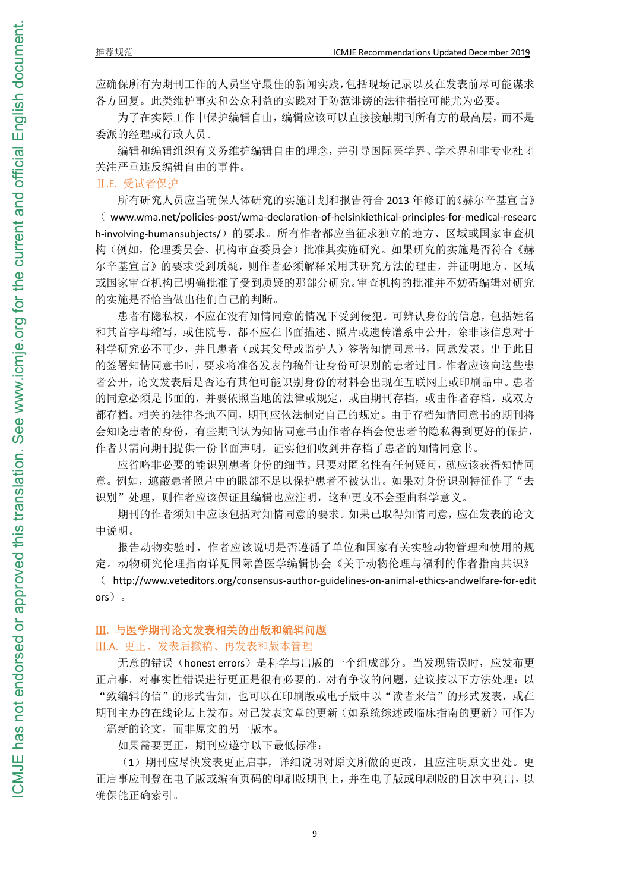应确保所有为期刊工作的人员坚守最佳的新闻实践，包括现场记录以及在发表前尽可能谋求各方回复。此类维护事实和公众利益的实践对于防范诽谤的法律指控可能尤为必要。

为了在实际工作中保护编辑自由，编辑应该可以直接接触期刊所有方的最高层，而不是委派的经理或行政人员。

编辑和编辑组织有义务维护编辑自由的理念，并引导国际医学界、学术界和非专业社团关注严重违反编辑自由的事件。

### Ⅱ.E. 受试者保护

所有研究人员应当确保人体研究的实施计划和报告符合 2013 年修订的《赫尔辛基宣言》（www.wma.net/policies-post/wma-declaration-of-helsinkiethical-principles-for-medical-research-involving-humansubjects/）的要求。所有作者都应当征求独立的地方、区域或国家审查机构（例如，伦理委员会、机构审查委员会）批准其实施研究。如果研究的实施是否符合《赫尔辛基宣言》的要求受到质疑，则作者必须解释采用其研究方法的理由，并证明地方、区域或国家审查机构已明确批准了受到质疑的那部分研究。审查机构的批准并不妨碍编辑对研究的实施是否恰当做出他们自己的判断。

患者有隐私权，不应在没有知情同意的情况下受到侵犯。可辨认身份的信息，包括姓名和其首字母缩写，或住院号，都不应在书面描述、照片或遗传谱系中公开，除非该信息对于科学研究必不可少，并且患者（或其父母或监护人）签署知情同意书，同意发表。出于此目的签署知情同意书时，要求将准备发表的稿件让身份可识别的患者过目。作者应该向这些患者公开，论文发表后是否还有其他可能识别身份的材料会出现在互联网上或印刷品中。患者的同意必须是书面的，并要依照当地的法律或规定，或由期刊存档，或由作者存档，或双方都存档。相关的法律各地不同，期刊应依法制定自己的规定。由于存档知情同意书的期刊将会知晓患者的身份，有些期刊认为知情同意书由作者存档会使患者的隐私得到更好的保护，作者只需向期刊提供一份书面声明，证实他们收到并存档了患者的知情同意书。

应省略非必要的能识别患者身份的细节。只要对匿名性有任何疑问，就应该获得知情同意。例如，遮蔽患者照片中的眼部不足以保护患者不被认出。如果对身份识别特征作了“去识别”处理，则作者应该保证且编辑也应注明，这种更改不会歪曲科学意义。

期刊的作者须知中应该包括对知情同意的要求。如果已取得知情同意，应在发表的论文中说明。

报告动物实验时，作者应该说明是否遵循了单位和国家有关实验动物管理和使用的规定。动物研究伦理指南详见国际兽医学编辑协会《关于动物伦理与福利的作者指南共识》（http://www.veteditors.org/consensus-author-guidelines-on-animal-ethics-andwelfare-for-editors）。

## Ⅲ. 与医学期刊论文发表相关的出版和编辑问题

### Ⅲ.A. 更正、发表后撤稿、再发表和版本管理

无意的错误（honest errors）是科学与出版的一个组成部分。当发现错误时，应发布更正启事。对事实性错误进行更正是很有必要的。对有争议的问题，建议按以下方法处理：以“致编辑的信”的形式告知，也可以在印刷版或电子版中以“读者来信”的形式发表，或在期刊主办的在线论坛上发布。对已发表文章的更新（如系统综述或临床指南的更新）可作为一篇新的论文，而非原文的另一版本。

如果需要更正，期刊应遵守以下最低标准：

（1）期刊应尽快发表更正启事，详细说明对原文所做的更改，且应注明原文出处。更正启事应刊登在电子版或编有页码的印刷版期刊上，并在电子版或印刷版的目次中列出，以确保能正确索引。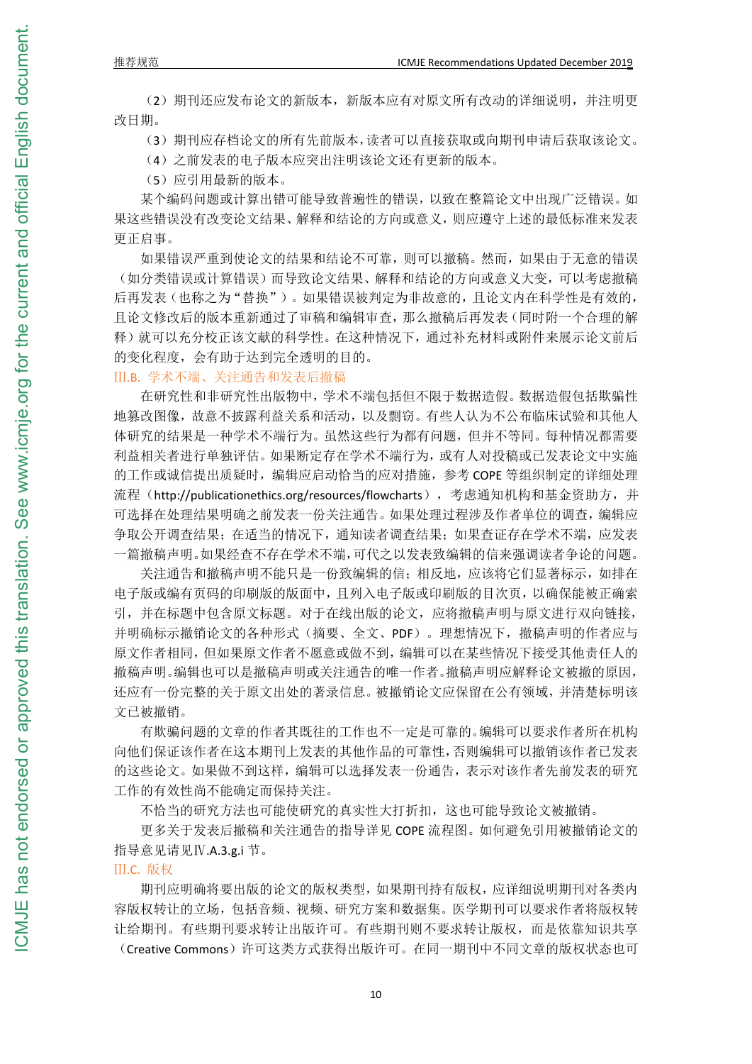（2）期刊还应发布论文的新版本，新版本应有对原文所有改动的详细说明，并注明更改日期。

（3）期刊应存档论文的所有先前版本，读者可以直接获取或向期刊申请后获取该论文。

（4）之前发表的电子版本应突出注明该论文还有更新的版本。

（5）应引用最新的版本。

某个编码问题或计算出错可能导致普遍性的错误，以致在整篇论文中出现广泛错误。如果这些错误没有改变论文结果、解释和结论的方向或意义，则应遵守上述的最低标准来发表更正启事。

如果错误严重到使论文的结果和结论不可靠，则可以撤稿。然而，如果由于无意的错误（如分类错误或计算错误）而导致论文结果、解释和结论的方向或意义大变，可以考虑撤稿后再发表（也称之为"替换"）。如果错误被判定为非故意的，且论文内在科学性是有效的，且论文修改后的版本重新通过了审稿和编辑审查，那么撤稿后再发表（同时附一个合理的解释）就可以充分校正该文献的科学性。在这种情况下，通过补充材料或附件来展示论文前后的变化程度，会有助于达到完全透明的目的。

## Ⅲ.B. 学术不端、关注通告和发表后撤稿

在研究性和非研究性出版物中，学术不端包括但不限于数据造假。数据造假包括欺骗性地篡改图像，故意不披露利益关系和活动，以及剽窃。有些人认为不公布临床试验和其他人体研究的结果是一种学术不端行为。虽然这些行为都有问题，但并不等同。每种情况都需要利益相关者进行单独评估。如果断定存在学术不端行为，或有人对投稿或已发表论文中实施的工作或诚信提出质疑时，编辑应启动恰当的应对措施，参考 COPE 等组织制定的详细处理流程（http://publicationethics.org/resources/flowcharts），考虑通知机构和基金资助方，并可选择在处理结果明确之前发表一份关注通告。如果处理过程涉及作者单位的调查，编辑应争取公开调查结果；在适当的情况下，通知读者调查结果；如果查证存在学术不端，应发表一篇撤稿声明。如果经查不存在学术不端，可代之以发表致编辑的信来强调读者争论的问题。

关注通告和撤稿声明不能只是一份致编辑的信；相反地，应该将它们显著标示，如排在电子版或编有页码的印刷版的版面中，且列入电子版或印刷版的目次页，以确保能被正确索引，并在标题中包含原文标题。对于在线出版的论文，应将撤稿声明与原文进行双向链接，并明确标示撤销论文的各种形式（摘要、全文、PDF）。理想情况下，撤稿声明的作者应与原文作者相同，但如果原文作者不愿意或做不到，编辑可以在某些情况下接受其他责任人的撤稿声明。编辑也可以是撤稿声明或关注通告的唯一作者。撤稿声明应解释论文被撤的原因，还应有一份完整的关于原文出处的著录信息。被撤销论文应保留在公有领域，并清楚标明该文已被撤销。

有欺骗问题的文章的作者其既往的工作也不一定是可靠的。编辑可以要求作者所在机构向他们保证该作者在这本期刊上发表的其他作品的可靠性，否则编辑可以撤销该作者已发表的这些论文。如果做不到这样，编辑可以选择发表一份通告，表示对该作者先前发表的研究工作的有效性尚不能确定而保持关注。

不恰当的研究方法也可能使研究的真实性大打折扣，这也可能导致论文被撤销。

更多关于发表后撤稿和关注通告的指导详见 COPE 流程图。如何避免引用被撤销论文的指导意见请见Ⅳ.A.3.g.i 节。

## Ⅲ.C. 版权

期刊应明确将要出版的论文的版权类型，如果期刊持有版权，应详细说明期刊对各类内容版权转让的立场，包括音频、视频、研究方案和数据集。医学期刊可以要求作者将版权转让给期刊。有些期刊要求转让出版许可。有些期刊则不要求转让版权，而是依靠知识共享（Creative Commons）许可这类方式获得出版许可。在同一期刊中不同文章的版权状态也可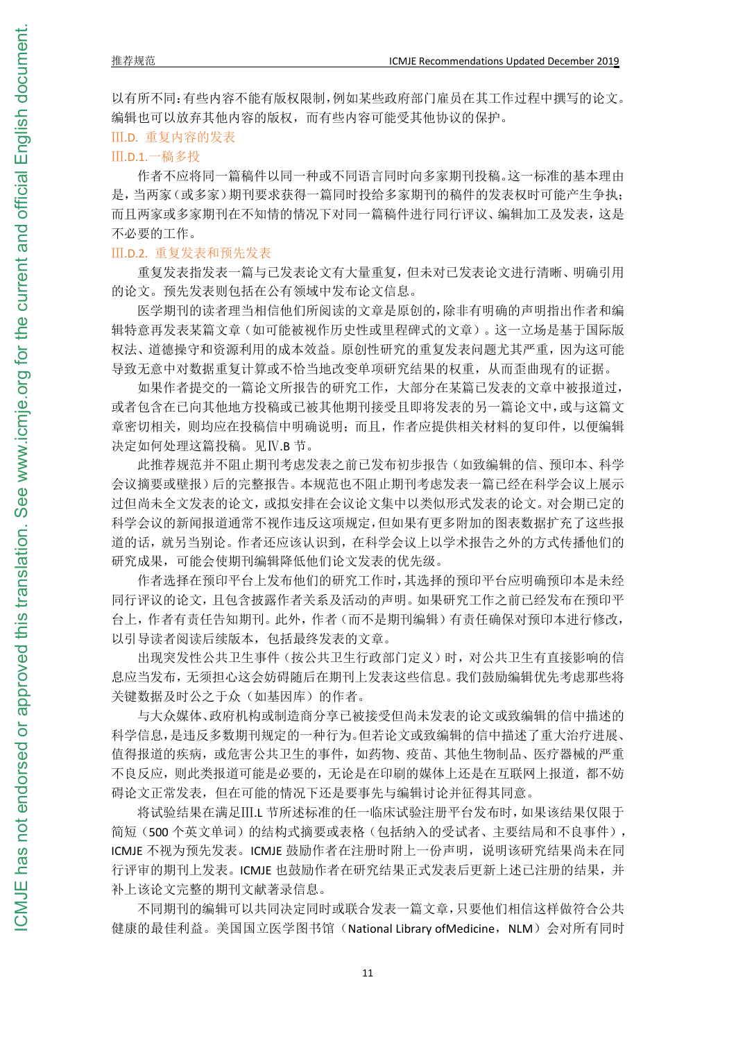以有所不同：有些内容不能有版权限制，例如某些政府部门雇员在其工作过程中撰写的论文。编辑也可以放弃其他内容的版权，而有些内容可能受其他协议的保护。

## III.D. 重复内容的发表

### III.D.1.一稿多投

作者不应将同一篇稿件以同一种或不同语言同时向多家期刊投稿。这一标准的基本理由是，当两家（或多家）期刊要求获得一篇同时投给多家期刊的稿件的发表权时可能产生争执；而且两家或多家期刊在不知情的情况下对同一篇稿件进行同行评议、编辑加工及发表，这是不必要的工作。

### III.D.2. 重复发表和预先发表

重复发表指发表一篇与已发表论文有大量重复，但未对已发表论文进行清晰、明确引用的论文。预先发表则包括在公有领域中发布论文信息。

医学期刊的读者理当相信他们所阅读的文章是原创的，除非有明确的声明指出作者和编辑特意再发表某篇文章（如可能被视作历史性或里程碑式的文章）。这一立场是基于国际版权法、道德操守和资源利用的成本效益。原创性研究的重复发表问题尤其严重，因为这可能导致无意中对数据重复计算或不恰当地改变单项研究结果的权重，从而歪曲现有的证据。

如果作者提交的一篇论文所报告的研究工作，大部分在某篇已发表的文章中被报道过，或者包含在已向其他地方投稿或已被其他期刊接受且即将发表的另一篇论文中，或与这篇文章密切相关，则均应在投稿信中明确说明；而且，作者应提供相关材料的复印件，以便编辑决定如何处理这篇投稿。 见Ⅳ.B 节。

此推荐规范并不阻止期刊考虑发表之前已发布初步报告（如致编辑的信、预印本、科学会议摘要或壁报）后的完整报告。本规范也不阻止期刊考虑发表一篇已经在科学会议上展示过但尚未全文发表的论文，或拟安排在会议论文集中以类似形式发表的论文。对会期已定的科学会议的新闻报道通常不视作违反这项规定，但如果有更多附加的图表数据扩充了这些报道的话，就另当别论。作者还应该认识到，在科学会议上以学术报告之外的方式传播他们的研究成果，可能会使期刊编辑降低他们论文发表的优先级。

作者选择在预印平台上发布他们的研究工作时，其选择的预印平台应明确预印本是未经同行评议的论文，且包含披露作者关系及活动的声明。如果研究工作之前已经发布在预印平台上，作者有责任告知期刊。此外，作者（而不是期刊编辑）有责任确保对预印本进行修改，以引导读者阅读后续版本，包括最终发表的文章。

出现突发性公共卫生事件（按公共卫生行政部门定义）时，对公共卫生有直接影响的信息应当发布，无须担心这会妨碍随后在期刊上发表这些信息。我们鼓励编辑优先考虑那些将关键数据及时公之于众（如基因库）的作者。

与大众媒体、政府机构或制造商分享已被接受但尚未发表的论文或致编辑的信中描述的科学信息，是违反多数期刊规定的一种行为。但若论文或致编辑的信中描述了重大治疗进展、值得报道的疾病，或危害公共卫生的事件，如药物、疫苗、其他生物制品、医疗器械的严重不良反应，则此类报道可能是必要的，无论是在印刷的媒体上还是在互联网上报道，都不妨碍论文正常发表，但在可能的情况下还是要事先与编辑讨论并征得其同意。

将试验结果在满足III.L 节所述标准的任一临床试验注册平台发布时，如果该结果仅限于简短（500 个英文单词）的结构式摘要或表格（包括纳入的受试者、主要结局和不良事件），ICMJE 不视为预先发表。ICMJE 鼓励作者在注册时附上一份声明，说明该研究结果尚未在同行评审的期刊上发表。ICMJE 也鼓励作者在研究结果正式发表后更新上述已注册的结果，并补上该论文完整的期刊文献著录信息。

不同期刊的编辑可以共同决定同时或联合发表一篇文章，只要他们相信这样做符合公共健康的最佳利益。美国国立医学图书馆（National Library ofMedicine，NLM）会对所有同时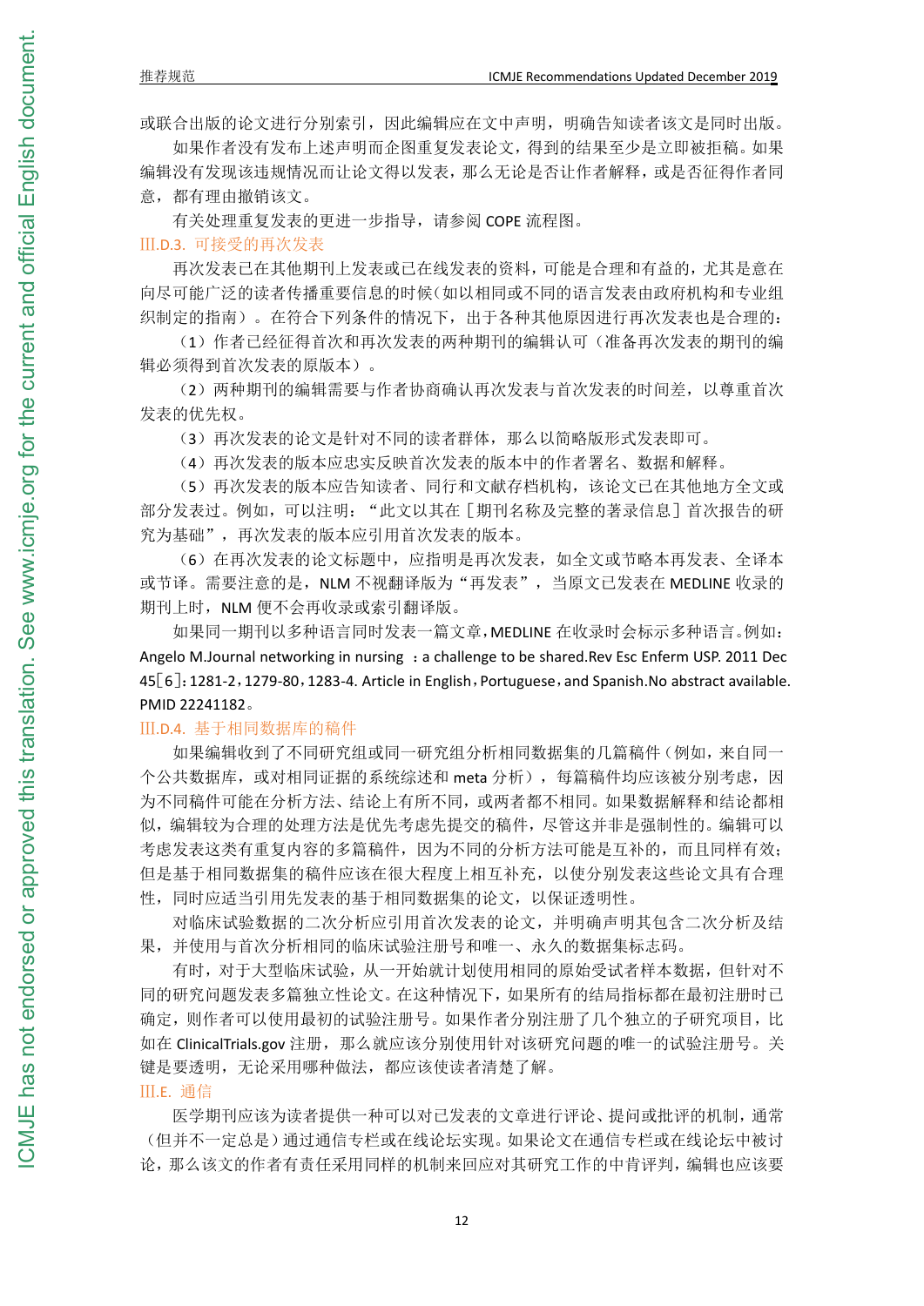或联合出版的论文进行分别索引，因此编辑应在文中声明，明确告知读者该文是同时出版。

如果作者没有发布上述声明而企图重复发表论文，得到的结果至少是立即被拒稿。如果编辑没有发现该违规情况而让论文得以发表，那么无论是否让作者解释，或是否征得作者同意，都有理由撤销该文。

有关处理重复发表的更进一步指导，请参阅 COPE 流程图。

### III.D.3. 可接受的再次发表

再次发表已在其他期刊上发表或已在线发表的资料，可能是合理和有益的，尤其是意在向尽可能广泛的读者传播重要信息的时候（如以相同或不同的语言发表由政府机构和专业组织制定的指南）。在符合下列条件的情况下，出于各种其他原因进行再次发表也是合理的：

（1）作者已经征得首次和再次发表的两种期刊的编辑认可（准备再次发表的期刊的编辑必须得到首次发表的原版本）。

（2）两种期刊的编辑需要与作者协商确认再次发表与首次发表的时间差，以尊重首次发表的优先权。

（3）再次发表的论文是针对不同的读者群体，那么以简略版形式发表即可。

（4）再次发表的版本应忠实反映首次发表的版本中的作者署名、数据和解释。

（5）再次发表的版本应告知读者、同行和文献存档机构，该论文已在其他地方全文或部分发表过。例如，可以注明：“此文以其在［期刊名称及完整的著录信息］首次报告的研究为基础”，再次发表的版本应引用首次发表的版本。

（6）在再次发表的论文标题中，应指明是再次发表，如全文或节略本再发表、全译本或节译。需要注意的是，NLM 不视翻译版为“再发表”，当原文已发表在 MEDLINE 收录的期刊上时，NLM 便不会再收录或索引翻译版。

如果同一期刊以多种语言同时发表一篇文章，MEDLINE 在收录时会标示多种语言。例如：Angelo M.Journal networking in nursing ：a challenge to be shared.Rev Esc Enferm USP. 2011 Dec 45［6］：1281-2，1279-80，1283-4. Article in English，Portuguese，and Spanish.No abstract available. PMID 22241182。

### III.D.4. 基于相同数据库的稿件

如果编辑收到了不同研究组或同一研究组分析相同数据集的几篇稿件（例如，来自同一个公共数据库，或对相同证据的系统综述和 meta 分析），每篇稿件均应该被分别考虑，因为不同稿件可能在分析方法、结论上有所不同，或两者都不相同。如果数据解释和结论都相似，编辑较为合理的处理方法是优先考虑先提交的稿件，尽管这并非是强制性的。编辑可以考虑发表这类有重复内容的多篇稿件，因为不同的分析方法可能是互补的，而且同样有效；但是基于相同数据集的稿件应该在很大程度上相互补充，以使分别发表这些论文具有合理性，同时应适当引用先发表的基于相同数据集的论文，以保证透明性。

对临床试验数据的二次分析应引用首次发表的论文，并明确声明其包含二次分析及结果，并使用与首次分析相同的临床试验注册号和唯一、永久的数据集标志码。

有时，对于大型临床试验，从一开始就计划使用相同的原始受试者样本数据，但针对不同的研究问题发表多篇独立性论文。在这种情况下，如果所有的结局指标都在最初注册时已确定，则作者可以使用最初的试验注册号。如果作者分别注册了几个独立的子研究项目，比如在 ClinicalTrials.gov 注册，那么就应该分别使用针对该研究问题的唯一的试验注册号。关键是要透明，无论采用哪种做法，都应该使读者清楚了解。

## III.E. 通信

医学期刊应该为读者提供一种可以对已发表的文章进行评论、提问或批评的机制，通常（但并不一定总是）通过通信专栏或在线论坛实现。如果论文在通信专栏或在线论坛中被讨论，那么该文的作者有责任采用同样的机制来回应对其研究工作的中肯评判，编辑也应该要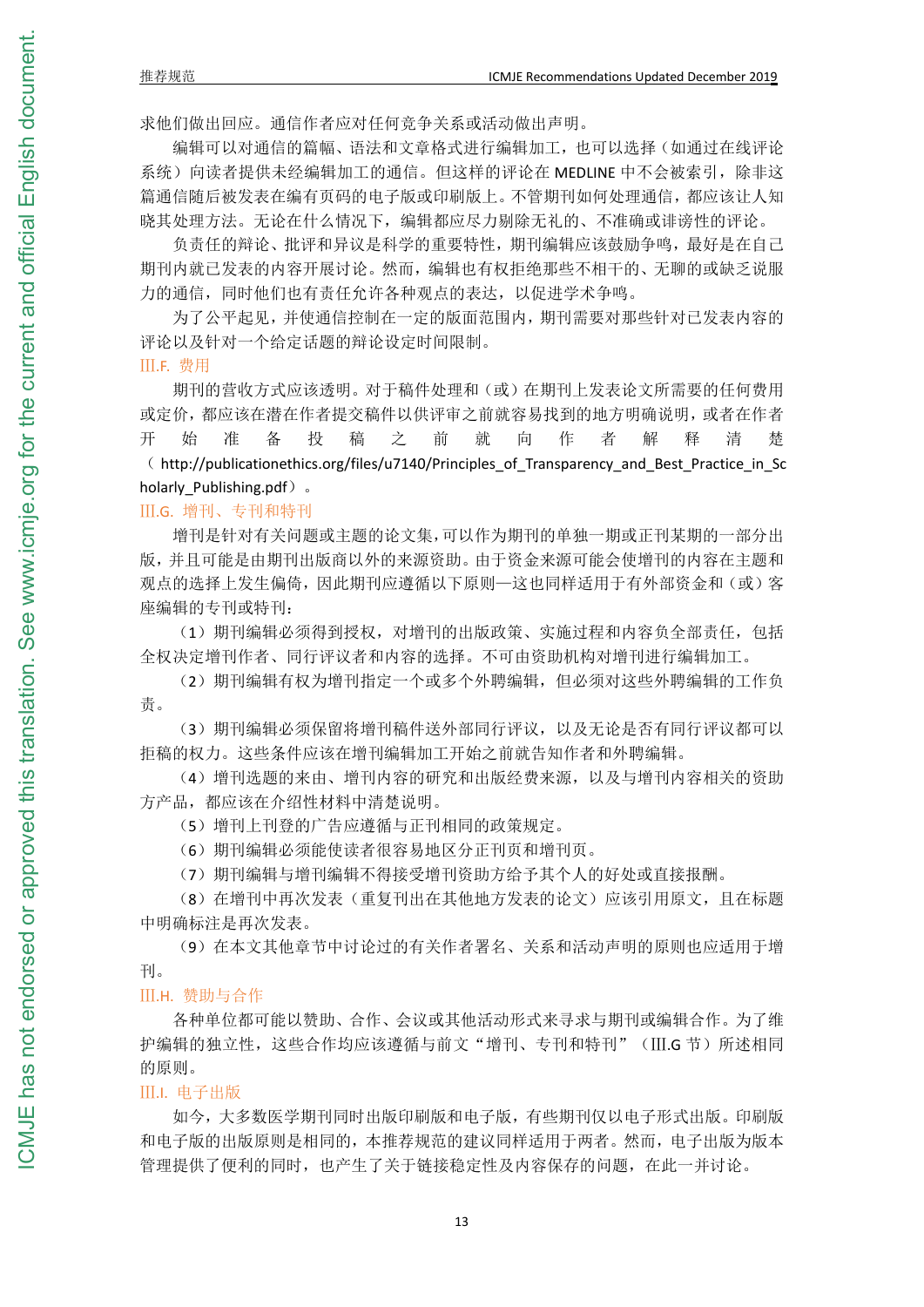求他们做出回应。通信作者应对任何竞争关系或活动做出声明。

编辑可以对通信的篇幅、语法和文章格式进行编辑加工，也可以选择（如通过在线评论系统）向读者提供未经编辑加工的通信。但这样的评论在 MEDLINE 中不会被索引，除非这篇通信随后被发表在编有页码的电子版或印刷版上。不管期刊如何处理通信，都应该让人知晓其处理方法。无论在什么情况下，编辑都应尽力剔除无礼的、不准确或诽谤性的评论。

负责任的辩论、批评和异议是科学的重要特性，期刊编辑应该鼓励争鸣，最好是在自己期刊内就已发表的内容开展讨论。然而，编辑也有权拒绝那些不相干的、无聊的或缺乏说服力的通信，同时他们也有责任允许各种观点的表达，以促进学术争鸣。

为了公平起见，并使通信控制在一定的版面范围内，期刊需要对那些针对已发表内容的评论以及针对一个给定话题的辩论设定时间限制。

### III.F. 费用

期刊的营收方式应该透明。对于稿件处理和（或）在期刊上发表论文所需要的任何费用或定价，都应该在潜在作者提交稿件以供评审之前就容易找到的地方明确说明，或者在作者开始准备投稿之前就向作者解释清楚（http://publicationethics.org/files/u7140/Principles_of_Transparency_and_Best_Practice_in_Scholarly_Publishing.pdf）。

### III.G. 增刊、专刊和特刊

增刊是针对有关问题或主题的论文集，可以作为期刊的单独一期或正刊某期的一部分出版，并且可能是由期刊出版商以外的来源资助。由于资金来源可能会使增刊的内容在主题和观点的选择上发生偏倚，因此期刊应遵循以下原则—这也同样适用于有外部资金和（或）客座编辑的专刊或特刊：

（1）期刊编辑必须得到授权，对增刊的出版政策、实施过程和内容负全部责任，包括全权决定增刊作者、同行评议者和内容的选择。不可由资助机构对增刊进行编辑加工。

（2）期刊编辑有权为增刊指定一个或多个外聘编辑，但必须对这些外聘编辑的工作负责。

（3）期刊编辑必须保留将增刊稿件送外部同行评议，以及无论是否有同行评议都可以拒稿的权力。这些条件应该在增刊编辑加工开始之前就告知作者和外聘编辑。

（4）增刊选题的来由、增刊内容的研究和出版经费来源，以及与增刊内容相关的资助方产品，都应该在介绍性材料中清楚说明。

（5）增刊上刊登的广告应遵循与正刊相同的政策规定。

（6）期刊编辑必须能使读者很容易地区分正刊页和增刊页。

（7）期刊编辑与增刊编辑不得接受增刊资助方给予其个人的好处或直接报酬。

（8）在增刊中再次发表（重复刊出在其他地方发表的论文）应该引用原文，且在标题中明确标注是再次发表。

（9）在本文其他章节中讨论过的有关作者署名、关系和活动声明的原则也应适用于增刊。

### III.H. 赞助与合作

各种单位都可能以赞助、合作、会议或其他活动形式来寻求与期刊或编辑合作。为了维护编辑的独立性，这些合作均应该遵循与前文“增刊、专刊和特刊”（III.G 节）所述相同的原则。

### III.I. 电子出版

如今，大多数医学期刊同时出版印刷版和电子版，有些期刊仅以电子形式出版。印刷版和电子版的出版原则是相同的，本推荐规范的建议同样适用于两者。然而，电子出版为版本管理提供了便利的同时，也产生了关于链接稳定性及内容保存的问题，在此一并讨论。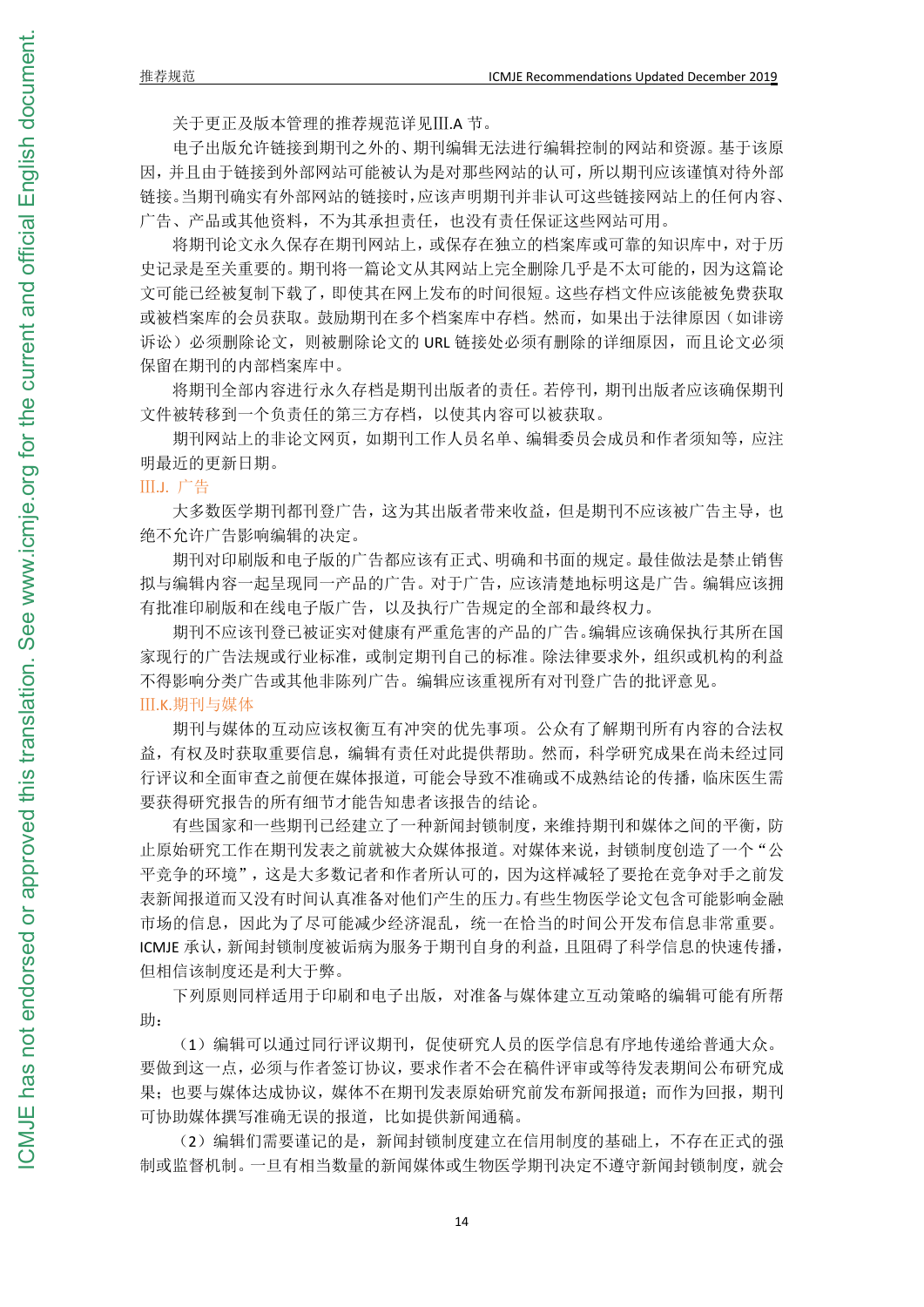关于更正及版本管理的推荐规范详见III.A 节。

电子出版允许链接到期刊之外的、期刊编辑无法进行编辑控制的网站和资源。基于该原因，并且由于链接到外部网站可能被认为是对那些网站的认可，所以期刊应该谨慎对待外部链接。当期刊确实有外部网站的链接时，应该声明期刊并非认可这些链接网站上的任何内容、广告、产品或其他资料，不为其承担责任，也没有责任保证这些网站可用。

将期刊论文永久保存在期刊网站上，或保存在独立的档案库或可靠的知识库中，对于历史记录是至关重要的。期刊将一篇论文从其网站上完全删除几乎是不太可能的，因为这篇论文可能已经被复制下载了，即使其在网上发布的时间很短。这些存档文件应该能被免费获取或被档案库的会员获取。鼓励期刊在多个档案库中存档。然而，如果出于法律原因（如诽谤诉讼）必须删除论文，则被删除论文的 URL 链接处必须有删除的详细原因，而且论文必须保留在期刊的内部档案库中。

将期刊全部内容进行永久存档是期刊出版者的责任。若停刊，期刊出版者应该确保期刊文件被转移到一个负责任的第三方存档，以使其内容可以被获取。

期刊网站上的非论文网页，如期刊工作人员名单、编辑委员会成员和作者须知等，应注明最近的更新日期。

## III.J. 广告

大多数医学期刊都刊登广告，这为其出版者带来收益，但是期刊不应该被广告主导，也绝不允许广告影响编辑的决定。

期刊对印刷版和电子版的广告都应该有正式、明确和书面的规定。最佳做法是禁止销售拟与编辑内容一起呈现同一产品的广告。对于广告，应该清楚地标明这是广告。编辑应该拥有批准印刷版和在线电子版广告，以及执行广告规定的全部和最终权力。

期刊不应该刊登已被证实对健康有严重危害的产品的广告。编辑应该确保执行其所在国家现行的广告法规或行业标准，或制定期刊自己的标准。除法律要求外，组织或机构的利益不得影响分类广告或其他非陈列广告。编辑应该重视所有对刊登广告的批评意见。

## III.K.期刊与媒体

期刊与媒体的互动应该权衡互有冲突的优先事项。公众有了解期刊所有内容的合法权益，有权及时获取重要信息，编辑有责任对此提供帮助。然而，科学研究成果在尚未经过同行评议和全面审查之前便在媒体报道，可能会导致不准确或不成熟结论的传播，临床医生需要获得研究报告的所有细节才能告知患者该报告的结论。

有些国家和一些期刊已经建立了一种新闻封锁制度，来维持期刊和媒体之间的平衡，防止原始研究工作在期刊发表之前就被大众媒体报道。对媒体来说，封锁制度创造了一个"公平竞争的环境"，这是大多数记者和作者所认可的，因为这样减轻了要抢在竞争对手之前发表新闻报道而又没有时间认真准备对他们产生的压力。有些生物医学论文包含可能影响金融市场的信息，因此为了尽可能减少经济混乱，统一在恰当的时间公开发布信息非常重要。ICMJE 承认，新闻封锁制度被诟病为服务于期刊自身的利益，且阻碍了科学信息的快速传播，但相信该制度还是利大于弊。

下列原则同样适用于印刷和电子出版，对准备与媒体建立互动策略的编辑可能有所帮助：

（1）编辑可以通过同行评议期刊，促使研究人员的医学信息有序地传递给普通大众。要做到这一点，必须与作者签订协议，要求作者不会在稿件评审或等待发表期间公布研究成果；也要与媒体达成协议，媒体不在期刊发表原始研究前发布新闻报道；而作为回报，期刊可协助媒体撰写准确无误的报道，比如提供新闻通稿。

（2）编辑们需要谨记的是，新闻封锁制度建立在信用制度的基础上，不存在正式的强制或监督机制。一旦有相当数量的新闻媒体或生物医学期刊决定不遵守新闻封锁制度，就会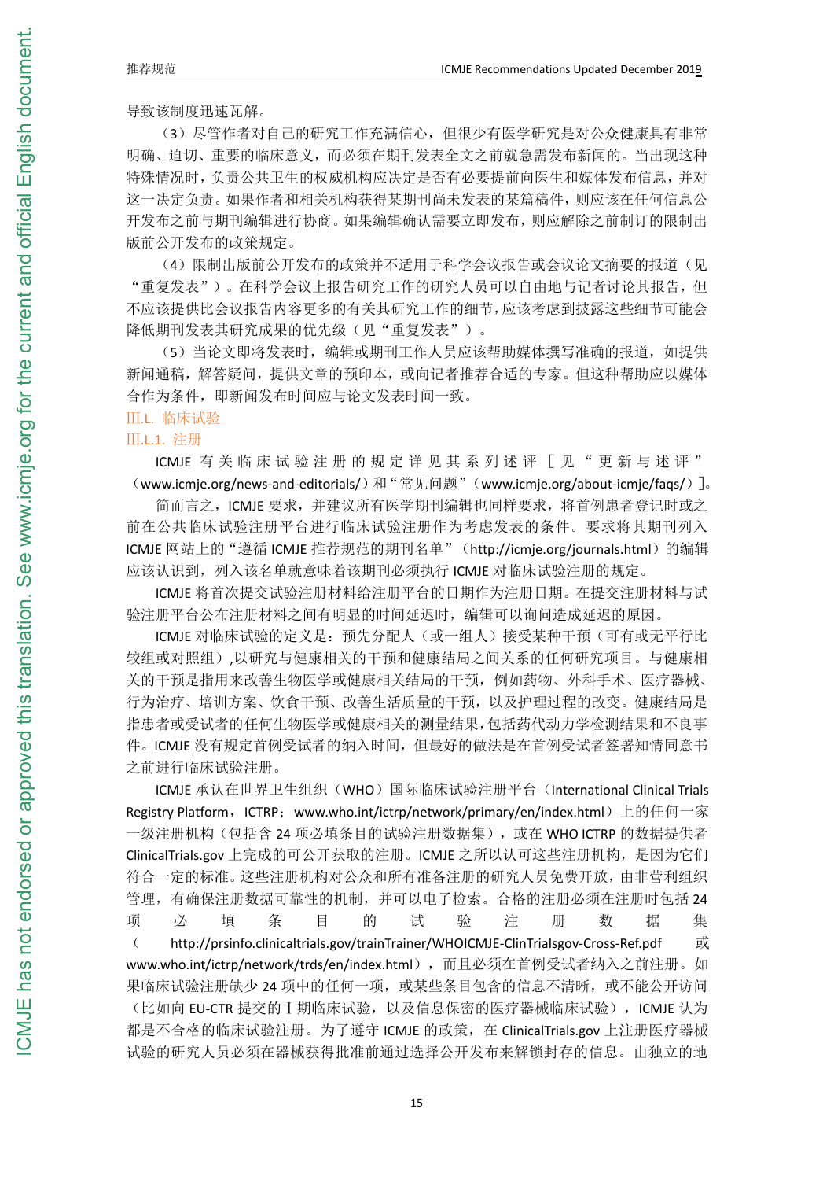导致该制度迅速瓦解。

（3）尽管作者对自己的研究工作充满信心，但很少有医学研究是对公众健康具有非常明确、迫切、重要的临床意义，而必须在期刊发表全文之前就急需发布新闻的。当出现这种特殊情况时，负责公共卫生的权威机构应决定是否有必要提前向医生和媒体发布信息，并对这一决定负责。如果作者和相关机构获得某期刊尚未发表的某篇稿件，则应该在任何信息公开发布之前与期刊编辑进行协商。如果编辑确认需要立即发布，则应解除之前制订的限制出版前公开发布的政策规定。

（4）限制出版前公开发布的政策并不适用于科学会议报告或会议论文摘要的报道（见"重复发表"）。在科学会议上报告研究工作的研究人员可以自由地与记者讨论其报告，但不应该提供比会议报告内容更多的有关其研究工作的细节，应该考虑到披露这些细节可能会降低期刊发表其研究成果的优先级（见"重复发表"）。

（5）当论文即将发表时，编辑或期刊工作人员应该帮助媒体撰写准确的报道，如提供新闻通稿，解答疑问，提供文章的预印本，或向记者推荐合适的专家。但这种帮助应以媒体合作为条件，即新闻发布时间应与论文发表时间一致。

## Ⅲ.L. 临床试验

### Ⅲ.L.1. 注册

ICMJE 有关临床试验注册的规定详见其系列述评［见"更新与述评"（www.icmje.org/news-and-editorials/）和"常见问题"（www.icmje.org/about-icmje/faqs/）］。

简而言之，ICMJE 要求，并建议所有医学期刊编辑也同样要求，将首例患者登记时或之前在公共临床试验注册平台进行临床试验注册作为考虑发表的条件。要求将其期刊列入 ICMJE 网站上的"遵循 ICMJE 推荐规范的期刊名单"（http://icmje.org/journals.html）的编辑应该认识到，列入该名单就意味着该期刊必须执行 ICMJE 对临床试验注册的规定。

ICMJE 将首次提交试验注册材料给注册平台的日期作为注册日期。在提交注册材料与试验注册平台公布注册材料之间有明显的时间延迟时，编辑可以询问造成延迟的原因。

ICMJE 对临床试验的定义是：预先分配人（或一组人）接受某种干预（可有或无平行比较组或对照组）,以研究与健康相关的干预和健康结局之间关系的任何研究项目。与健康相关的干预是指用来改善生物医学或健康相关结局的干预，例如药物、外科手术、医疗器械、行为治疗、培训方案、饮食干预、改善生活质量的干预，以及护理过程的改变。健康结局是指患者或受试者的任何生物医学或健康相关的测量结果，包括药代动力学检测结果和不良事件。ICMJE 没有规定首例受试者的纳入时间，但最好的做法是在首例受试者签署知情同意书之前进行临床试验注册。

ICMJE 承认在世界卫生组织（WHO）国际临床试验注册平台（International Clinical Trials Registry Platform，ICTRP；www.who.int/ictrp/network/primary/en/index.html）上的任何一家一级注册机构（包括含 24 项必填条目的试验注册数据集），或在 WHO ICTRP 的数据提供者 ClinicalTrials.gov 上完成的可公开获取的注册。ICMJE 之所以认可这些注册机构，是因为它们符合一定的标准。这些注册机构对公众和所有准备注册的研究人员免费开放，由非营利组织管理，有确保注册数据可靠性的机制，并可以电子检索。合格的注册必须在注册时包括 24 项必填条目的试验注册数据集（http://prsinfo.clinicaltrials.gov/trainTrainer/WHOICMJE-ClinTrialsgov-Cross-Ref.pdf 或 www.who.int/ictrp/network/trds/en/index.html），而且必须在首例受试者纳入之前注册。如果临床试验注册缺少 24 项中的任何一项，或某些条目包含的信息不清晰，或不能公开访问（比如向 EU-CTR 提交的Ⅰ期临床试验，以及信息保密的医疗器械临床试验），ICMJE 认为都是不合格的临床试验注册。为了遵守 ICMJE 的政策，在 ClinicalTrials.gov 上注册医疗器械试验的研究人员必须在器械获得批准前通过选择公开发布来解锁封存的信息。由独立的地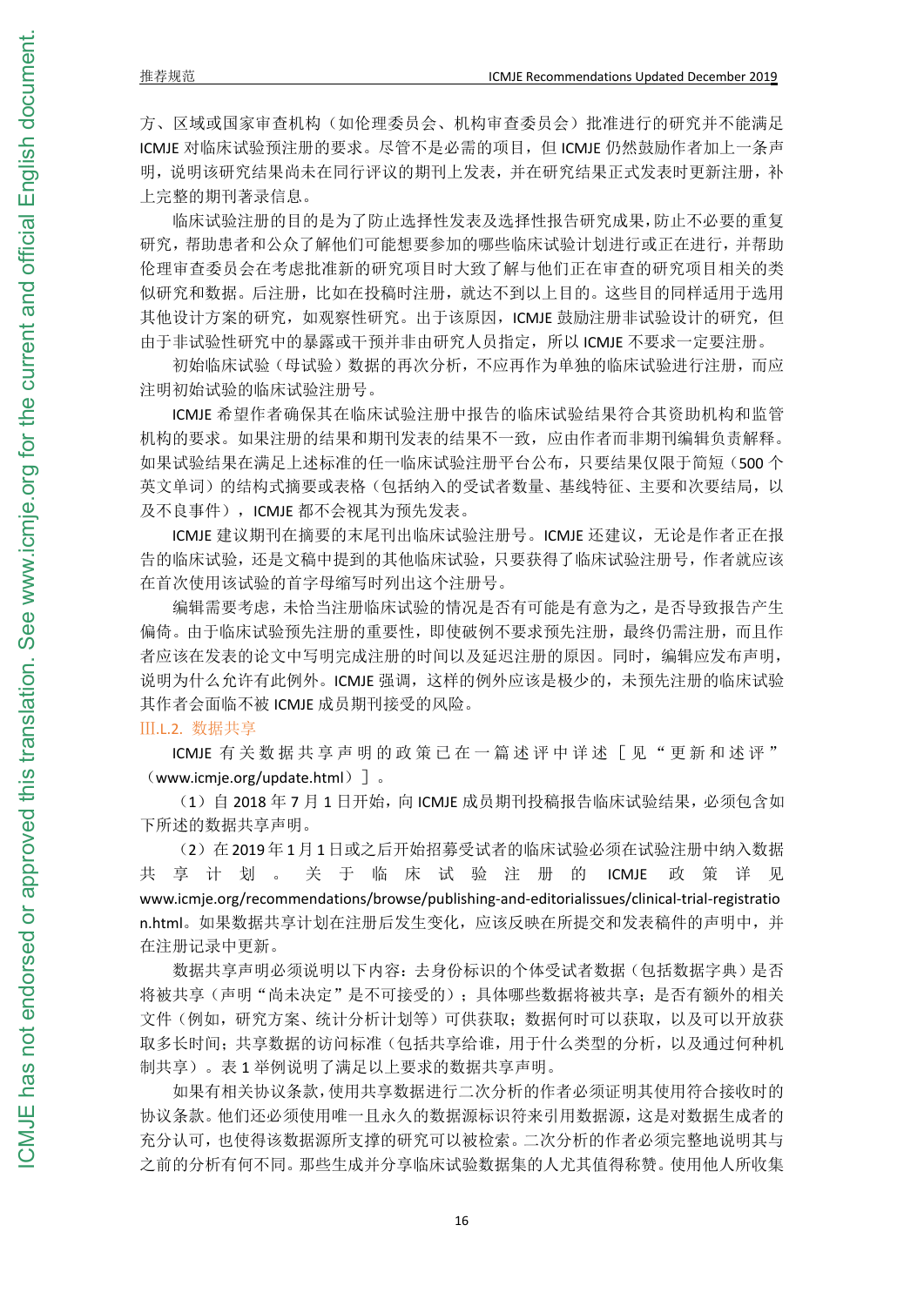方、区域或国家审查机构（如伦理委员会、机构审查委员会）批准进行的研究并不能满足ICMJE 对临床试验预注册的要求。尽管不是必需的项目，但 ICMJE 仍然鼓励作者加上一条声明，说明该研究结果尚未在同行评议的期刊上发表，并在研究结果正式发表时更新注册，补上完整的期刊著录信息。

临床试验注册的目的是为了防止选择性发表及选择性报告研究成果，防止不必要的重复研究，帮助患者和公众了解他们可能想要参加的哪些临床试验计划进行或正在进行，并帮助伦理审查委员会在考虑批准新的研究项目时大致了解与他们正在审查的研究项目相关的类似研究和数据。后注册，比如在投稿时注册，就达不到以上目的。这些目的同样适用于选用其他设计方案的研究，如观察性研究。出于该原因，ICMJE 鼓励注册非试验设计的研究，但由于非试验性研究中的暴露或干预并非由研究人员指定，所以 ICMJE 不要求一定要注册。

初始临床试验（母试验）数据的再次分析，不应再作为单独的临床试验进行注册，而应注明初始试验的临床试验注册号。

ICMJE 希望作者确保其在临床试验注册中报告的临床试验结果符合其资助机构和监管机构的要求。如果注册的结果和期刊发表的结果不一致，应由作者而非期刊编辑负责解释。如果试验结果在满足上述标准的任一临床试验注册平台公布，只要结果仅限于简短（500 个英文单词）的结构式摘要或表格（包括纳入的受试者数量、基线特征、主要和次要结局，以及不良事件），ICMJE 都不会视其为预先发表。

ICMJE 建议期刊在摘要的末尾刊出临床试验注册号。ICMJE 还建议，无论是作者正在报告的临床试验，还是文稿中提到的其他临床试验，只要获得了临床试验注册号，作者就应该在首次使用该试验的首字母缩写时列出这个注册号。

编辑需要考虑，未恰当注册临床试验的情况是否有可能是有意为之，是否导致报告产生偏倚。由于临床试验预先注册的重要性，即使破例不要求预先注册，最终仍需注册，而且作者应该在发表的论文中写明完成注册的时间以及延迟注册的原因。同时，编辑应发布声明，说明为什么允许有此例外。ICMJE 强调，这样的例外应该是极少的，未预先注册的临床试验其作者会面临不被 ICMJE 成员期刊接受的风险。

### Ⅲ.L.2. 数据共享

ICMJE 有关数据共享声明的政策已在一篇述评中详述［见“更新和述评”（www.icmje.org/update.html）］。

（1）自 2018 年 7 月 1 日开始，向 ICMJE 成员期刊投稿报告临床试验结果，必须包含如下所述的数据共享声明。

（2）在 2019 年 1 月 1 日或之后开始招募受试者的临床试验必须在试验注册中纳入数据共享计划。关于临床试验注册的 ICMJE 政策详见 www.icmje.org/recommendations/browse/publishing-and-editorialissues/clinical-trial-registration.html。如果数据共享计划在注册后发生变化，应该反映在所提交和发表稿件的声明中，并在注册记录中更新。

数据共享声明必须说明以下内容：去身份标识的个体受试者数据（包括数据字典）是否将被共享（声明“尚未决定”是不可接受的）；具体哪些数据将被共享；是否有额外的相关文件（例如，研究方案、统计分析计划等）可供获取；数据何时可以获取，以及可以开放获取多长时间；共享数据的访问标准（包括共享给谁，用于什么类型的分析，以及通过何种机制共享）。表 1 举例说明了满足以上要求的数据共享声明。

如果有相关协议条款，使用共享数据进行二次分析的作者必须证明其使用符合接收时的协议条款。他们还必须使用唯一且永久的数据源标识符来引用数据源，这是对数据生成者的充分认可，也使得该数据源所支撑的研究可以被检索。二次分析的作者必须完整地说明其与之前的分析有何不同。那些生成并分享临床试验数据集的人尤其值得称赞。使用他人所收集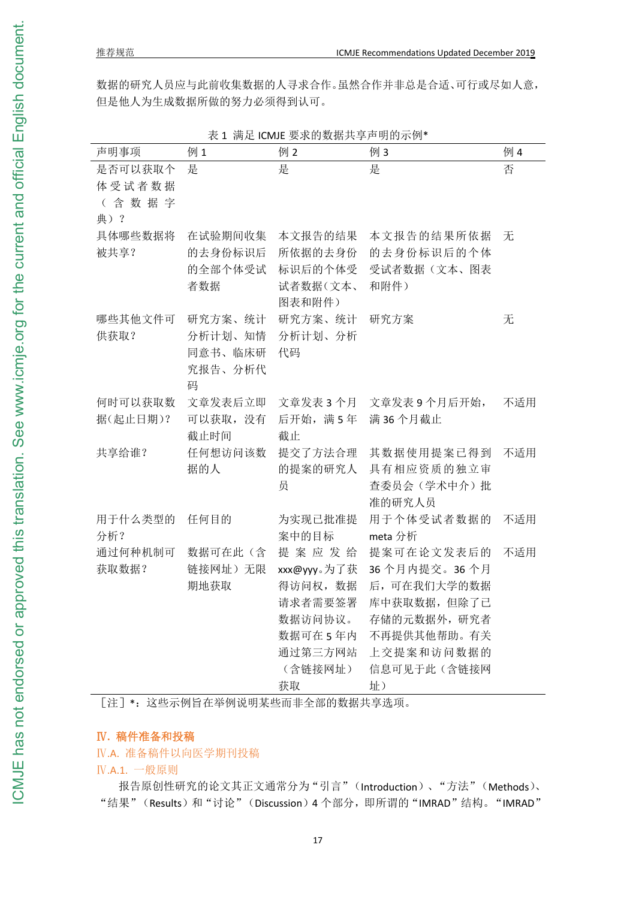数据的研究人员应与此前收集数据的人寻求合作。虽然合作并非总是合适、可行或尽如人意，但是他人为生成数据所做的努力必须得到认可。

表 1 满足 ICMJE 要求的数据共享声明的示例*

| 声明事项 | 例 1 | 例 2 | 例 3 | 例 4 |
|---|---|---|---|---|
| 是否可以获取个体受试者数据（含数据字典）？ | 是 | 是 | 是 | 否 |
| 具体哪些数据将被共享？ | 在试验期间收集的去身份标识后的全部个体受试者数据 | 本文报告的结果所依据的去身份标识后的个体受试者数据（文本、图表和附件） | 本文报告的结果所依据的去身份标识后的个体受试者数据（文本、图表和附件） | 无 |
| 哪些其他文件可供获取？ | 研究方案、统计分析计划、知情同意书、临床研究报告、分析代码 | 研究方案、统计分析计划、分析代码 | 研究方案 | 无 |
| 何时可以获取数据（起止日期）？ | 文章发表后立即可以获取，没有截止时间 | 文章发表 3 个月后开始，满 5 年截止 | 文章发表 9 个月后开始，满 36 个月截止 | 不适用 |
| 共享给谁？ | 任何想访问该数据的人 | 提交了方法合理的提案的研究人员 | 其数据使用提案已得到具有相应资质的独立审查委员会（学术中介）批准的研究人员 | 不适用 |
| 用于什么类型的分析？ | 任何目的 | 为实现已批准提案中的目标 | 用于个体受试者数据的 meta 分析 | 不适用 |
| 通过何种机制可获取数据？ | 数据可在此（含链接网址）无限期地获取 | 提案应发给 xxx@yyy。为了获得访问权，数据请求者需要签署数据访问协议。数据可在 5 年内通过第三方网站（含链接网址）获取 | 提案可在论文发表后的 36 个月内提交。36 个月后，可在我们大学的数据库中获取数据，但除了已存储的元数据外，研究者不再提供其他帮助。有关上交提案和访问数据的信息可见于此（含链接网址） | 不适用 |

［注］*：这些示例旨在举例说明某些而非全部的数据共享选项。

## Ⅳ. 稿件准备和投稿

### Ⅳ.A. 准备稿件以向医学期刊投稿

#### Ⅳ.A.1. 一般原则

报告原创性研究的论文其正文通常分为“引言”（Introduction）、“方法”（Methods）、“结果”（Results）和“讨论”（Discussion）4 个部分，即所谓的“IMRAD”结构。“IMRAD”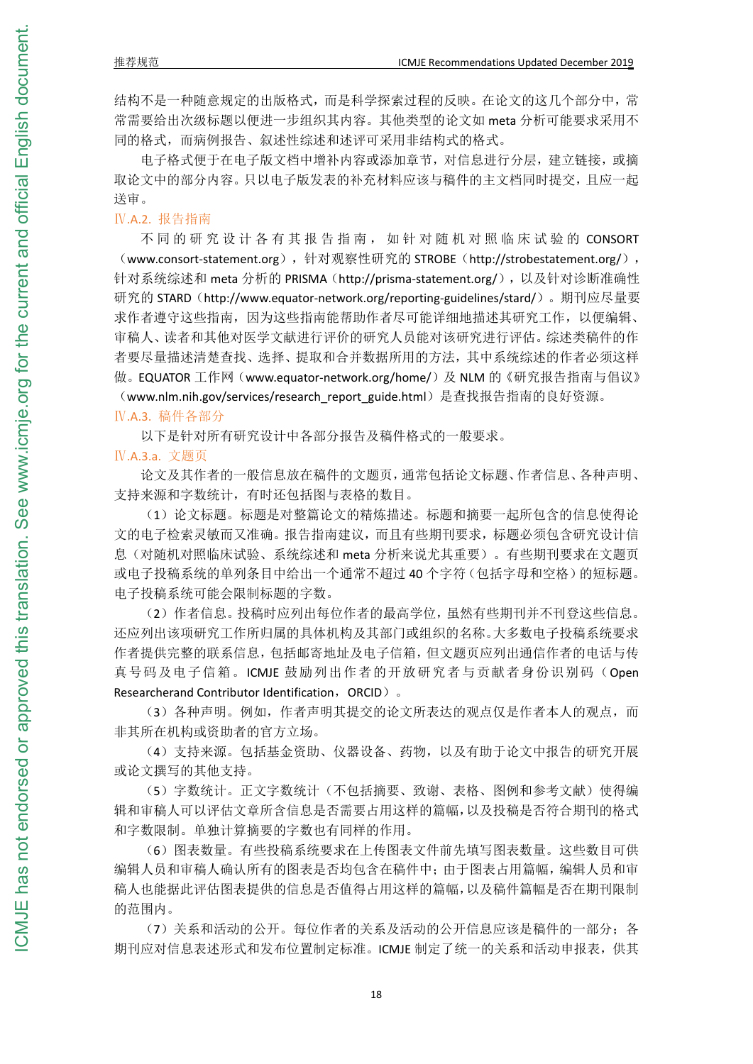结构不是一种随意规定的出版格式，而是科学探索过程的反映。在论文的这几个部分中，常常需要给出次级标题以便进一步组织其内容。其他类型的论文如 meta 分析可能要求采用不同的格式，而病例报告、叙述性综述和述评可采用非结构式的格式。

电子格式便于在电子版文档中增补内容或添加章节，对信息进行分层，建立链接，或摘取论文中的部分内容。只以电子版发表的补充材料应该与稿件的主文档同时提交，且应一起送审。

### Ⅳ.A.2. 报告指南

不同的研究设计各有其报告指南，如针对随机对照临床试验的 CONSORT（www.consort-statement.org），针对观察性研究的 STROBE（http://strobestatement.org/），针对系统综述和 meta 分析的 PRISMA（http://prisma-statement.org/），以及针对诊断准确性研究的 STARD（http://www.equator-network.org/reporting-guidelines/stard/）。期刊应尽量要求作者遵守这些指南，因为这些指南能帮助作者尽可能详细地描述其研究工作，以便编辑、审稿人、读者和其他对医学文献进行评价的研究人员能对该研究进行评估。综述类稿件的作者要尽量描述清楚查找、选择、提取和合并数据所用的方法，其中系统综述的作者必须这样做。EQUATOR 工作网（www.equator-network.org/home/）及 NLM 的《研究报告指南与倡议》（www.nlm.nih.gov/services/research_report_guide.html）是查找报告指南的良好资源。

### Ⅳ.A.3. 稿件各部分

以下是针对所有研究设计中各部分报告及稿件格式的一般要求。

#### Ⅳ.A.3.a. 文题页

论文及其作者的一般信息放在稿件的文题页，通常包括论文标题、作者信息、各种声明、支持来源和字数统计，有时还包括图与表格的数目。

（1）论文标题。标题是对整篇论文的精炼描述。标题和摘要一起所包含的信息使得论文的电子检索灵敏而又准确。报告指南建议，而且有些期刊要求，标题必须包含研究设计信息（对随机对照临床试验、系统综述和 meta 分析来说尤其重要）。有些期刊要求在文题页或电子投稿系统的单列条目中给出一个通常不超过 40 个字符（包括字母和空格）的短标题。电子投稿系统可能会限制标题的字数。

（2）作者信息。投稿时应列出每位作者的最高学位，虽然有些期刊并不刊登这些信息。还应列出该项研究工作所归属的具体机构及其部门或组织的名称。大多数电子投稿系统要求作者提供完整的联系信息，包括邮寄地址及电子信箱，但文题页应列出通信作者的电话与传真号码及电子信箱。ICMJE 鼓励列出作者的开放研究者与贡献者身份识别码（Open Researcherand Contributor Identification，ORCID）。

（3）各种声明。例如，作者声明其提交的论文所表达的观点仅是作者本人的观点，而非其所在机构或资助者的官方立场。

（4）支持来源。包括基金资助、仪器设备、药物，以及有助于论文中报告的研究开展或论文撰写的其他支持。

（5）字数统计。正文字数统计（不包括摘要、致谢、表格、图例和参考文献）使得编辑和审稿人可以评估文章所含信息是否需要占用这样的篇幅，以及投稿是否符合期刊的格式和字数限制。单独计算摘要的字数也有同样的作用。

（6）图表数量。有些投稿系统要求在上传图表文件前先填写图表数量。这些数目可供编辑人员和审稿人确认所有的图表是否均包含在稿件中；由于图表占用篇幅，编辑人员和审稿人也能据此评估图表提供的信息是否值得占用这样的篇幅，以及稿件篇幅是否在期刊限制的范围内。

（7）关系和活动的公开。每位作者的关系及活动的公开信息应该是稿件的一部分；各期刊应对信息表述形式和发布位置制定标准。ICMJE 制定了统一的关系和活动申报表，供其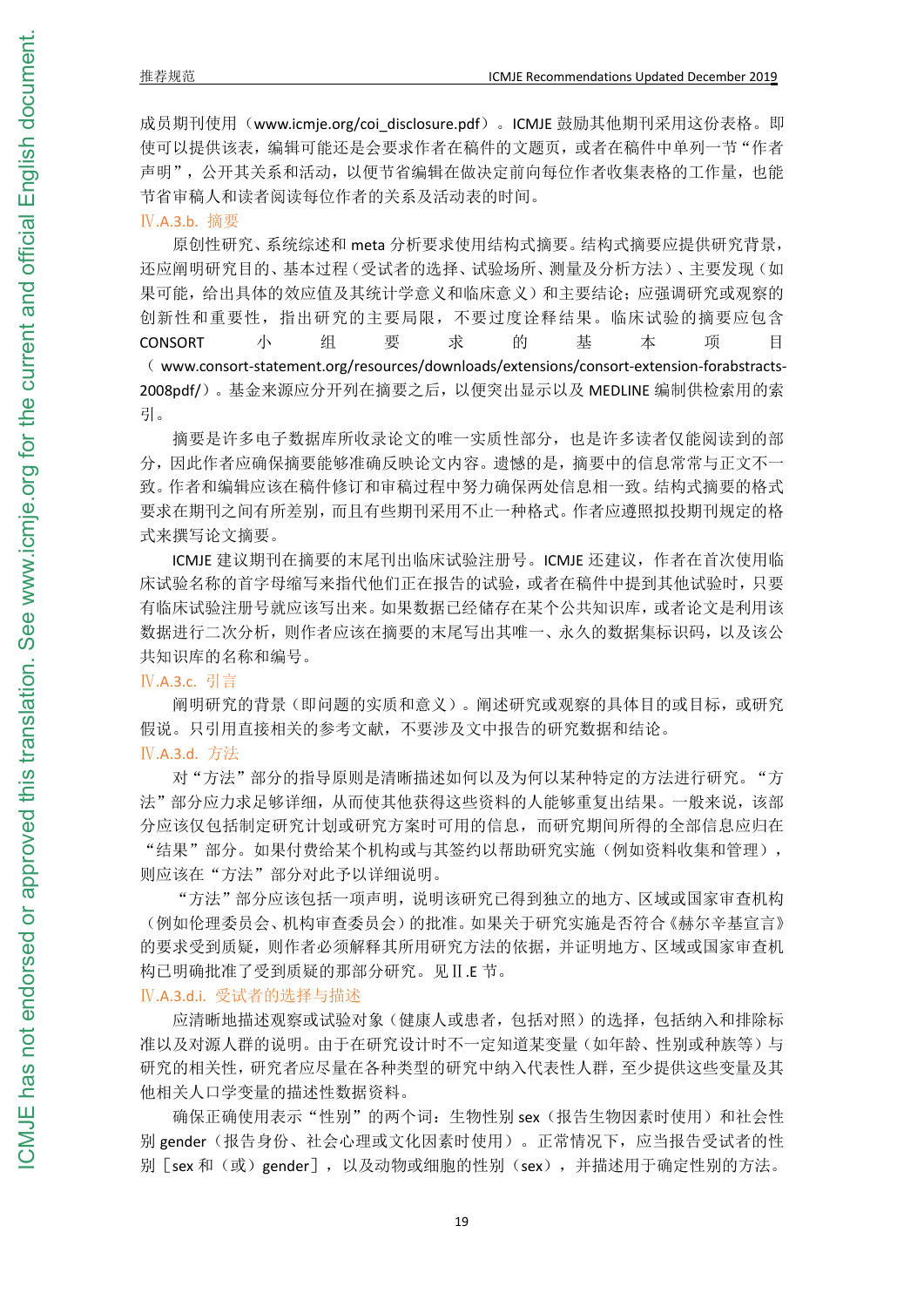成员期刊使用（www.icmje.org/coi_disclosure.pdf）。ICMJE 鼓励其他期刊采用这份表格。即使可以提供该表，编辑可能还是会要求作者在稿件的文题页，或者在稿件中单列一节“作者声明”，公开其关系和活动，以便节省编辑在做决定前向每位作者收集表格的工作量，也能节省审稿人和读者阅读每位作者的关系及活动表的时间。

### Ⅳ.A.3.b. 摘要

原创性研究、系统综述和 meta 分析要求使用结构式摘要。结构式摘要应提供研究背景，还应阐明研究目的、基本过程（受试者的选择、试验场所、测量及分析方法）、主要发现（如果可能，给出具体的效应值及其统计学意义和临床意义）和主要结论；应强调研究或观察的创新性和重要性，指出研究的主要局限，不要过度诠释结果。临床试验的摘要应包含 CONSORT 小组要求的基本项目（www.consort-statement.org/resources/downloads/extensions/consort-extension-forabstracts-2008pdf/）。基金来源应分开列在摘要之后，以便突出显示以及 MEDLINE 编制供检索用的索引。

摘要是许多电子数据库所收录论文的唯一实质性部分，也是许多读者仅能阅读到的部分，因此作者应确保摘要能够准确反映论文内容。遗憾的是，摘要中的信息常常与正文不一致。作者和编辑应该在稿件修订和审稿过程中努力确保两处信息相一致。结构式摘要的格式要求在期刊之间有所差别，而且有些期刊采用不止一种格式。作者应遵照拟投期刊规定的格式来撰写论文摘要。

ICMJE 建议期刊在摘要的末尾刊出临床试验注册号。ICMJE 还建议，作者在首次使用临床试验名称的首字母缩写来指代他们正在报告的试验，或者在稿件中提到其他试验时，只要有临床试验注册号就应该写出来。如果数据已经储存在某个公共知识库，或者论文是利用该数据进行二次分析，则作者应该在摘要的末尾写出其唯一、永久的数据集标识码，以及该公共知识库的名称和编号。

### Ⅳ.A.3.c. 引言

阐明研究的背景（即问题的实质和意义）。阐述研究或观察的具体目的或目标，或研究假说。只引用直接相关的参考文献，不要涉及文中报告的研究数据和结论。

### Ⅳ.A.3.d. 方法

对“方法”部分的指导原则是清晰描述如何以及为何以某种特定的方法进行研究。“方法”部分应力求足够详细，从而使其他获得这些资料的人能够重复出结果。一般来说，该部分应该仅包括制定研究计划或研究方案时可用的信息，而研究期间所得的全部信息应归在“结果”部分。如果付费给某个机构或与其签约以帮助研究实施（例如资料收集和管理），则应该在“方法”部分对此予以详细说明。

“方法”部分应该包括一项声明，说明该研究已得到独立的地方、区域或国家审查机构（例如伦理委员会、机构审查委员会）的批准。如果关于研究实施是否符合《赫尔辛基宣言》的要求受到质疑，则作者必须解释其所用研究方法的依据，并证明地方、区域或国家审查机构已明确批准了受到质疑的那部分研究。见Ⅱ.E 节。

#### Ⅳ.A.3.d.i. 受试者的选择与描述

应清晰地描述观察或试验对象（健康人或患者，包括对照）的选择，包括纳入和排除标准以及对源人群的说明。由于在研究设计时不一定知道某变量（如年龄、性别或种族等）与研究的相关性，研究者应尽量在各种类型的研究中纳入代表性人群，至少提供这些变量及其他相关人口学变量的描述性数据资料。

确保正确使用表示“性别”的两个词：生物性别 sex（报告生物因素时使用）和社会性别 gender（报告身份、社会心理或文化因素时使用）。正常情况下，应当报告受试者的性别［sex 和（或）gender］，以及动物或细胞的性别（sex），并描述用于确定性别的方法。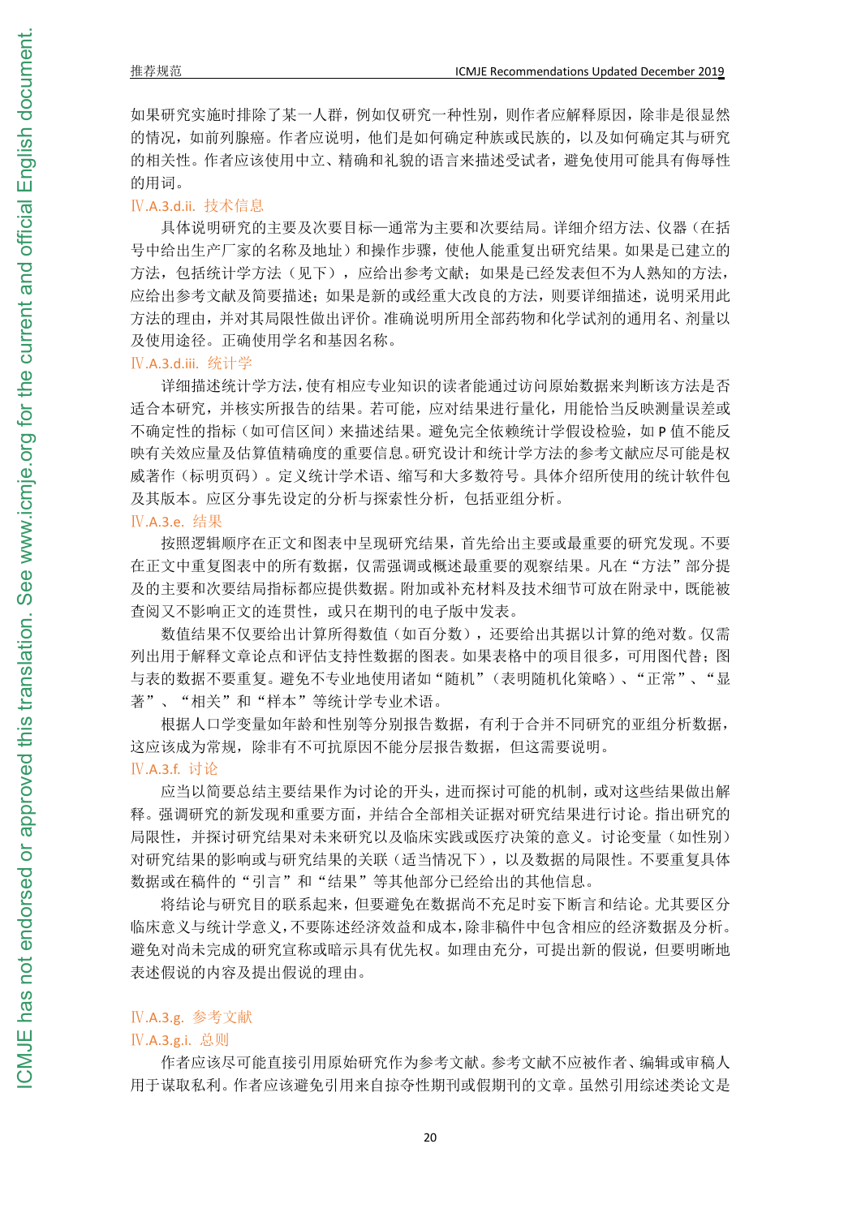如果研究实施时排除了某一人群，例如仅研究一种性别，则作者应解释原因，除非是很显然的情况，如前列腺癌。作者应说明，他们是如何确定种族或民族的，以及如何确定其与研究的相关性。作者应该使用中立、精确和礼貌的语言来描述受试者，避免使用可能具有侮辱性的用词。

#### Ⅳ.A.3.d.ii. 技术信息

具体说明研究的主要及次要目标—通常为主要和次要结局。详细介绍方法、仪器（在括号中给出生产厂家的名称及地址）和操作步骤，使他人能重复出研究结果。如果是已建立的方法，包括统计学方法（见下），应给出参考文献；如果是已经发表但不为人熟知的方法，应给出参考文献及简要描述；如果是新的或经重大改良的方法，则要详细描述，说明采用此方法的理由，并对其局限性做出评价。准确说明所用全部药物和化学试剂的通用名、剂量以及使用途径。正确使用学名和基因名称。

#### Ⅳ.A.3.d.iii. 统计学

详细描述统计学方法，使有相应专业知识的读者能通过访问原始数据来判断该方法是否适合本研究，并核实所报告的结果。若可能，应对结果进行量化，用能恰当反映测量误差或不确定性的指标（如可信区间）来描述结果。避免完全依赖统计学假设检验，如 P 值不能反映有关效应量及估算值精确度的重要信息。研究设计和统计学方法的参考文献应尽可能是权威著作（标明页码）。定义统计学术语、缩写和大多数符号。具体介绍所使用的统计软件包及其版本。应区分事先设定的分析与探索性分析，包括亚组分析。

### Ⅳ.A.3.e. 结果

按照逻辑顺序在正文和图表中呈现研究结果，首先给出主要或最重要的研究发现。不要在正文中重复图表中的所有数据，仅需强调或概述最重要的观察结果。凡在“方法”部分提及的主要和次要结局指标都应提供数据。附加或补充材料及技术细节可放在附录中，既能被查阅又不影响正文的连贯性，或只在期刊的电子版中发表。

数值结果不仅要给出计算所得数值（如百分数），还要给出其据以计算的绝对数。仅需列出用于解释文章论点和评估支持性数据的图表。如果表格中的项目很多，可用图代替；图与表的数据不要重复。避免不专业地使用诸如“随机”（表明随机化策略）、“正常”、“显著”、“相关”和“样本”等统计学专业术语。

根据人口学变量如年龄和性别等分别报告数据，有利于合并不同研究的亚组分析数据，这应该成为常规，除非有不可抗原因不能分层报告数据，但这需要说明。

### Ⅳ.A.3.f. 讨论

应当以简要总结主要结果作为讨论的开头，进而探讨可能的机制，或对这些结果做出解释。强调研究的新发现和重要方面，并结合全部相关证据对研究结果进行讨论。指出研究的局限性，并探讨研究结果对未来研究以及临床实践或医疗决策的意义。讨论变量（如性别）对研究结果的影响或与研究结果的关联（适当情况下），以及数据的局限性。不要重复具体数据或在稿件的“引言”和“结果”等其他部分已经给出的其他信息。

将结论与研究目的联系起来，但要避免在数据尚不充足时妄下断言和结论。尤其要区分临床意义与统计学意义，不要陈述经济效益和成本，除非稿件中包含相应的经济数据及分析。避免对尚未完成的研究宣称或暗示具有优先权。如理由充分，可提出新的假说，但要明晰地表述假说的内容及提出假说的理由。

### Ⅳ.A.3.g. 参考文献

#### Ⅳ.A.3.g.i. 总则

作者应该尽可能直接引用原始研究作为参考文献。参考文献不应被作者、编辑或审稿人用于谋取私利。作者应该避免引用来自掠夺性期刊或假期刊的文章。虽然引用综述类论文是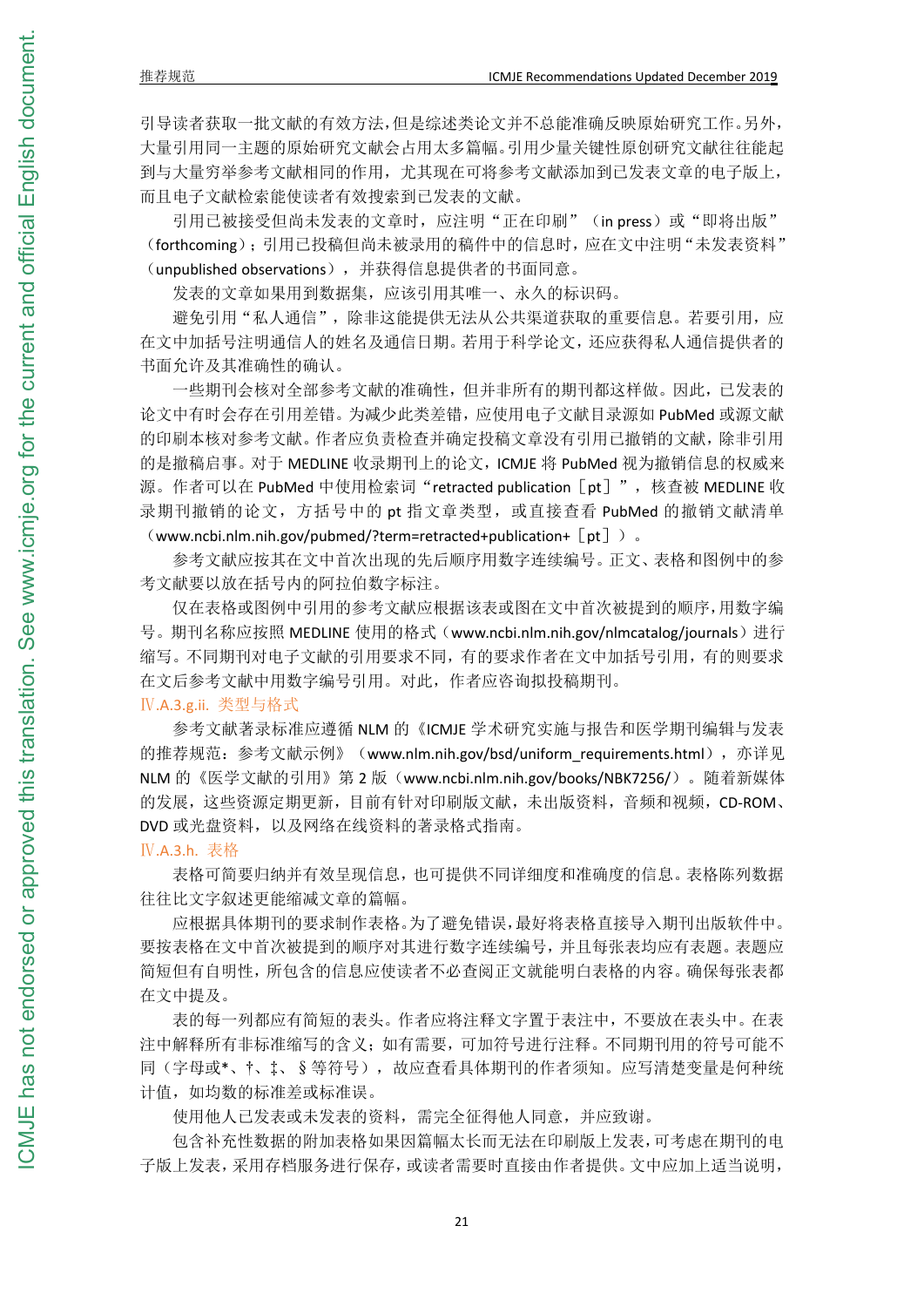引导读者获取一批文献的有效方法，但是综述类论文并不总能准确反映原始研究工作。另外，大量引用同一主题的原始研究文献会占用太多篇幅。引用少量关键性原创研究文献往往能起到与大量穷举参考文献相同的作用，尤其现在可将参考文献添加到已发表文章的电子版上，而且电子文献检索能使读者有效搜索到已发表的文献。

引用已被接受但尚未发表的文章时，应注明“正在印刷”（in press）或“即将出版”（forthcoming）；引用已投稿但尚未被录用的稿件中的信息时，应在文中注明“未发表资料”（unpublished observations），并获得信息提供者的书面同意。

发表的文章如果用到数据集，应该引用其唯一、永久的标识码。

避免引用“私人通信”，除非这能提供无法从公共渠道获取的重要信息。若要引用，应在文中加括号注明通信人的姓名及通信日期。若用于科学论文，还应获得私人通信提供者的书面允许及其准确性的确认。

一些期刊会核对全部参考文献的准确性，但并非所有的期刊都这样做。因此，已发表的论文中有时会存在引用差错。为减少此类差错，应使用电子文献目录源如 PubMed 或源文献的印刷本核对参考文献。作者应负责检查并确定投稿文章没有引用已撤销的文献，除非引用的是撤稿启事。对于 MEDLINE 收录期刊上的论文，ICMJE 将 PubMed 视为撤销信息的权威来源。作者可以在 PubMed 中使用检索词“retracted publication［pt］”，核查被 MEDLINE 收录期刊撤销的论文，方括号中的 pt 指文章类型，或直接查看 PubMed 的撤销文献清单（www.ncbi.nlm.nih.gov/pubmed/?term=retracted+publication+［pt］）。

参考文献应按其在文中首次出现的先后顺序用数字连续编号。正文、表格和图例中的参考文献要以放在括号内的阿拉伯数字标注。

仅在表格或图例中引用的参考文献应根据该表或图在文中首次被提到的顺序，用数字编号。期刊名称应按照 MEDLINE 使用的格式（www.ncbi.nlm.nih.gov/nlmcatalog/journals）进行缩写。不同期刊对电子文献的引用要求不同，有的要求作者在文中加括号引用，有的则要求在文后参考文献中用数字编号引用。对此，作者应咨询拟投稿期刊。

#### Ⅳ.A.3.g.ii. 类型与格式

参考文献著录标准应遵循 NLM 的《ICMJE 学术研究实施与报告和医学期刊编辑与发表的推荐规范：参考文献示例》（www.nlm.nih.gov/bsd/uniform_requirements.html），亦详见 NLM 的《医学文献的引用》第 2 版（www.ncbi.nlm.nih.gov/books/NBK7256/）。随着新媒体的发展，这些资源定期更新，目前有针对印刷版文献，未出版资料，音频和视频，CD-ROM、DVD 或光盘资料，以及网络在线资料的著录格式指南。

### Ⅳ.A.3.h. 表格

表格可简要归纳并有效呈现信息，也可提供不同详细度和准确度的信息。表格陈列数据往往比文字叙述更能缩减文章的篇幅。

应根据具体期刊的要求制作表格。为了避免错误，最好将表格直接导入期刊出版软件中。要按表格在文中首次被提到的顺序对其进行数字连续编号，并且每张表均应有表题。表题应简短但有自明性，所包含的信息应使读者不必查阅正文就能明白表格的内容。确保每张表都在文中提及。

表的每一列都应有简短的表头。作者应将注释文字置于表注中，不要放在表头中。在表注中解释所有非标准缩写的含义；如有需要，可加符号进行注释。不同期刊用的符号可能不同（字母或*、†、‡、§等符号），故应查看具体期刊的作者须知。应写清楚变量是何种统计值，如均数的标准差或标准误。

使用他人已发表或未发表的资料，需完全征得他人同意，并应致谢。

包含补充性数据的附加表格如果因篇幅太长而无法在印刷版上发表，可考虑在期刊的电子版上发表，采用存档服务进行保存，或读者需要时直接由作者提供。文中应加上适当说明，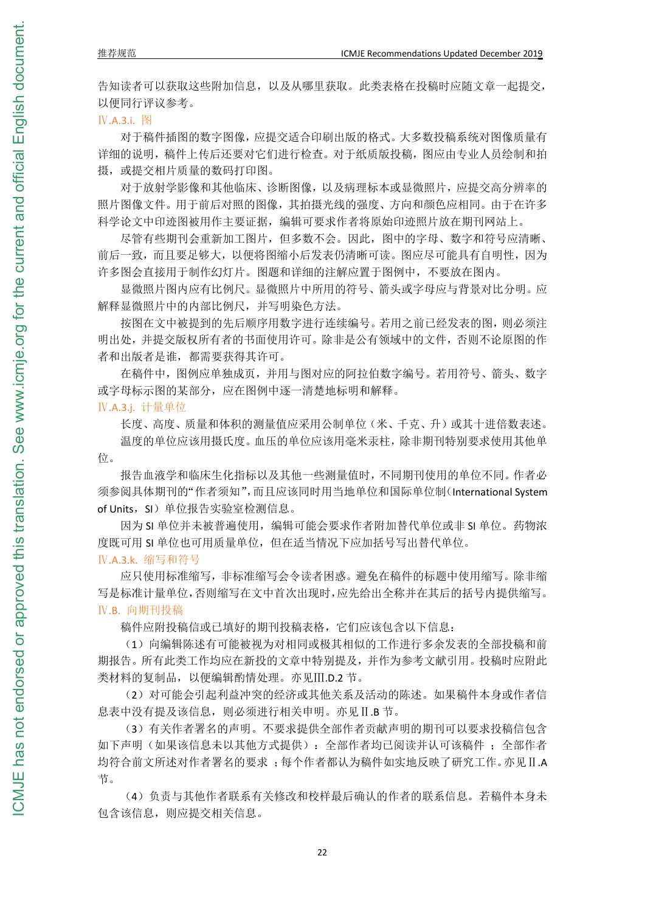告知读者可以获取这些附加信息，以及从哪里获取。此类表格在投稿时应随文章一起提交，以便同行评议参考。

### Ⅳ.A.3.i. 图

对于稿件插图的数字图像，应提交适合印刷出版的格式。大多数投稿系统对图像质量有详细的说明，稿件上传后还要对它们进行检查。对于纸质版投稿，图应由专业人员绘制和拍摄，或提交相片质量的数码打印图。

对于放射学影像和其他临床、诊断图像，以及病理标本或显微照片，应提交高分辨率的照片图像文件。用于前后对照的图像，其拍摄光线的强度、方向和颜色应相同。由于在许多科学论文中印迹图被用作主要证据，编辑可要求作者将原始印迹照片放在期刊网站上。

尽管有些期刊会重新加工图片，但多数不会。因此，图中的字母、数字和符号应清晰、前后一致，而且要足够大，以便将图缩小后发表仍清晰可读。图应尽可能具有自明性，因为许多图会直接用于制作幻灯片。图题和详细的注解应置于图例中，不要放在图内。

显微照片图内应有比例尺。显微照片中所用的符号、箭头或字母应与背景对比分明。应解释显微照片中的内部比例尺，并写明染色方法。

按图在文中被提到的先后顺序用数字进行连续编号。若用之前已经发表的图，则必须注明出处，并提交版权所有者的书面使用许可。除非是公有领域中的文件，否则不论原图的作者和出版者是谁，都需要获得其许可。

在稿件中，图例应单独成页，并用与图对应的阿拉伯数字编号。若用符号、箭头、数字或字母标示图的某部分，应在图例中逐一清楚地标明和解释。

### Ⅳ.A.3.j. 计量单位

长度、高度、质量和体积的测量值应采用公制单位（米、千克、升）或其十进倍数表述。

温度的单位应该用摄氏度。血压的单位应该用毫米汞柱，除非期刊特别要求使用其他单位。

报告血液学和临床生化指标以及其他一些测量值时，不同期刊使用的单位不同。作者必须参阅具体期刊的“作者须知”，而且应该同时用当地单位和国际单位制（International System of Units，SI）单位报告实验室检测信息。

因为 SI 单位并未被普遍使用，编辑可能会要求作者附加替代单位或非 SI 单位。药物浓度既可用 SI 单位也可用质量单位，但在适当情况下应加括号写出替代单位。

### Ⅳ.A.3.k. 缩写和符号

应只使用标准缩写，非标准缩写会令读者困惑。避免在稿件的标题中使用缩写。除非缩写是标准计量单位，否则缩写在文中首次出现时，应先给出全称并在其后的括号内提供缩写。

## Ⅳ.B. 向期刊投稿

稿件应附投稿信或已填好的期刊投稿表格，它们应该包含以下信息：

（1）向编辑陈述有可能被视为对相同或极其相似的工作进行多余发表的全部投稿和前期报告。所有此类工作均应在新投的文章中特别提及，并作为参考文献引用。投稿时应附此类材料的复制品，以便编辑酌情处理。亦见Ⅲ.D.2 节。

（2）对可能会引起利益冲突的经济或其他关系及活动的陈述。如果稿件本身或作者信息表中没有提及该信息，则必须进行相关申明。亦见Ⅱ.B 节。

（3）有关作者署名的声明。不要求提供全部作者贡献声明的期刊可以要求投稿信包含如下声明（如果该信息未以其他方式提供）：全部作者均已阅读并认可该稿件 ；全部作者均符合前文所述对作者署名的要求 ；每个作者都认为稿件如实地反映了研究工作。亦见Ⅱ.A 节。

（4）负责与其他作者联系有关修改和校样最后确认的作者的联系信息。若稿件本身未包含该信息，则应提交相关信息。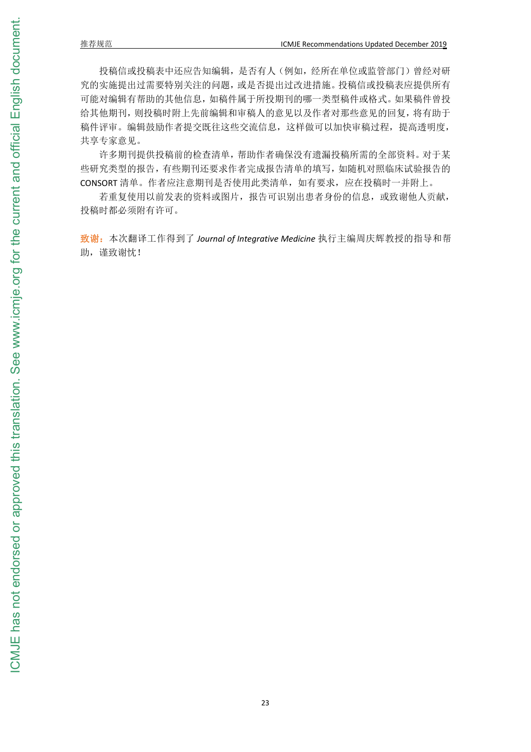投稿信或投稿表中还应告知编辑，是否有人（例如，经所在单位或监管部门）曾经对研究的实施提出过需要特别关注的问题，或是否提出过改进措施。投稿信或投稿表应提供所有可能对编辑有帮助的其他信息，如稿件属于所投期刊的哪一类型稿件或格式。如果稿件曾投给其他期刊，则投稿时附上先前编辑和审稿人的意见以及作者对那些意见的回复，将有助于稿件评审。编辑鼓励作者提交既往这些交流信息，这样做可以加快审稿过程，提高透明度，共享专家意见。

许多期刊提供投稿前的检查清单，帮助作者确保没有遗漏投稿所需的全部资料。对于某些研究类型的报告，有些期刊还要求作者完成报告清单的填写，如随机对照临床试验报告的 CONSORT 清单。作者应注意期刊是否使用此类清单，如有要求，应在投稿时一并附上。

若重复使用以前发表的资料或图片，报告可识别出患者身份的信息，或致谢他人贡献，投稿时都必须附有许可。

**致谢：**本次翻译工作得到了 *Journal of Integrative Medicine* 执行主编周庆辉教授的指导和帮助，谨致谢忱！